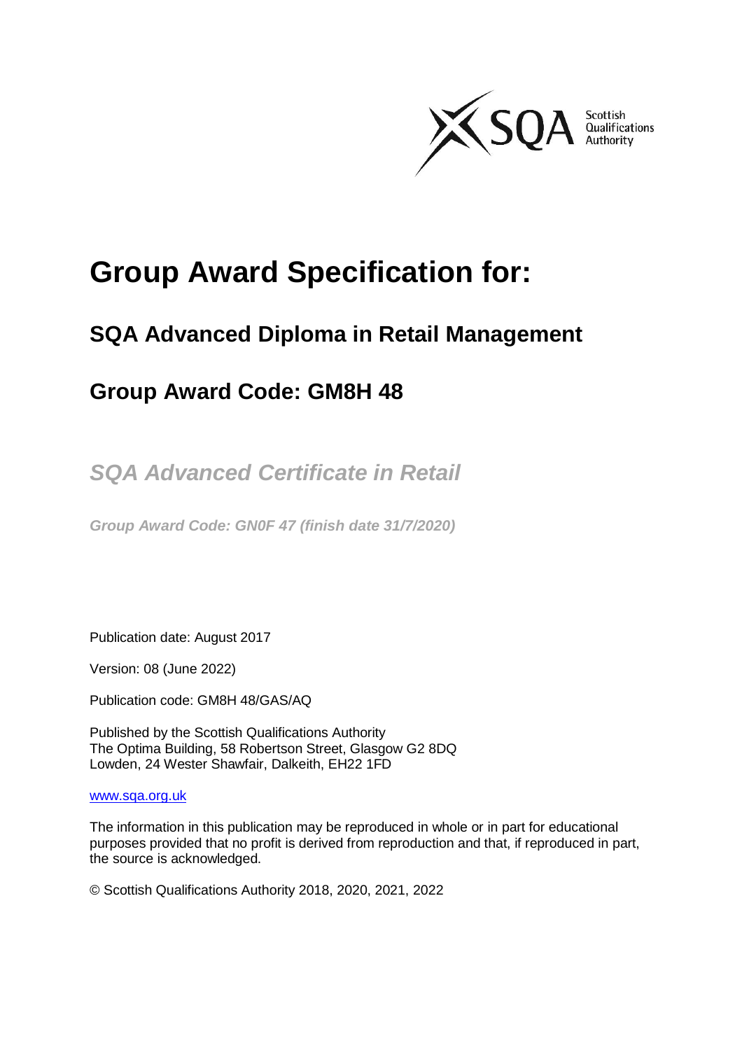# Group Award Specification for:

## SQA Advanced Diploma in Retail Management

## Group Award Code: GM8H 48

## *SQA Advanced Certificate in Retail*

***Group Award Code: GN0F 47 (finish date 31/7/2020)***

Publication date: August 2017

Version: 08 (June 2022)

Publication code: GM8H 48/GAS/AQ

Published by the Scottish Qualifications Authority
The Optima Building, 58 Robertson Street, Glasgow G2 8DQ
Lowden, 24 Wester Shawfair, Dalkeith, EH22 1FD

www.sqa.org.uk

The information in this publication may be reproduced in whole or in part for educational purposes provided that no profit is derived from reproduction and that, if reproduced in part, the source is acknowledged.

© Scottish Qualifications Authority 2018, 2020, 2021, 2022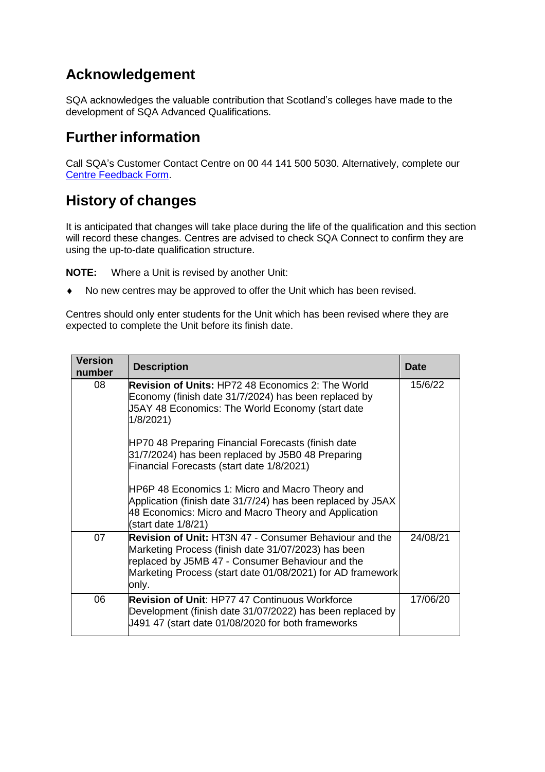## Acknowledgement

SQA acknowledges the valuable contribution that Scotland's colleges have made to the development of SQA Advanced Qualifications.

## Further information

Call SQA's Customer Contact Centre on 00 44 141 500 5030. Alternatively, complete our Centre Feedback Form.

## History of changes

It is anticipated that changes will take place during the life of the qualification and this section will record these changes. Centres are advised to check SQA Connect to confirm they are using the up-to-date qualification structure.

**NOTE:** Where a Unit is revised by another Unit:

- No new centres may be approved to offer the Unit which has been revised.

Centres should only enter students for the Unit which has been revised where they are expected to complete the Unit before its finish date.

| Version number | Description | Date |
|---|---|---|
| 08 | **Revision of Units:** HP72 48 Economics 2: The World Economy (finish date 31/7/2024) has been replaced by J5AY 48 Economics: The World Economy (start date 1/8/2021)<br><br>HP70 48 Preparing Financial Forecasts (finish date 31/7/2024) has been replaced by J5B0 48 Preparing Financial Forecasts (start date 1/8/2021)<br><br>HP6P 48 Economics 1: Micro and Macro Theory and Application (finish date 31/7/24) has been replaced by J5AX 48 Economics: Micro and Macro Theory and Application (start date 1/8/21) | 15/6/22 |
| 07 | **Revision of Unit:** HT3N 47 - Consumer Behaviour and the Marketing Process (finish date 31/07/2023) has been replaced by J5MB 47 - Consumer Behaviour and the Marketing Process (start date 01/08/2021) for AD framework only. | 24/08/21 |
| 06 | **Revision of Unit**: HP77 47 Continuous Workforce Development (finish date 31/07/2022) has been replaced by J491 47 (start date 01/08/2020 for both frameworks | 17/06/20 |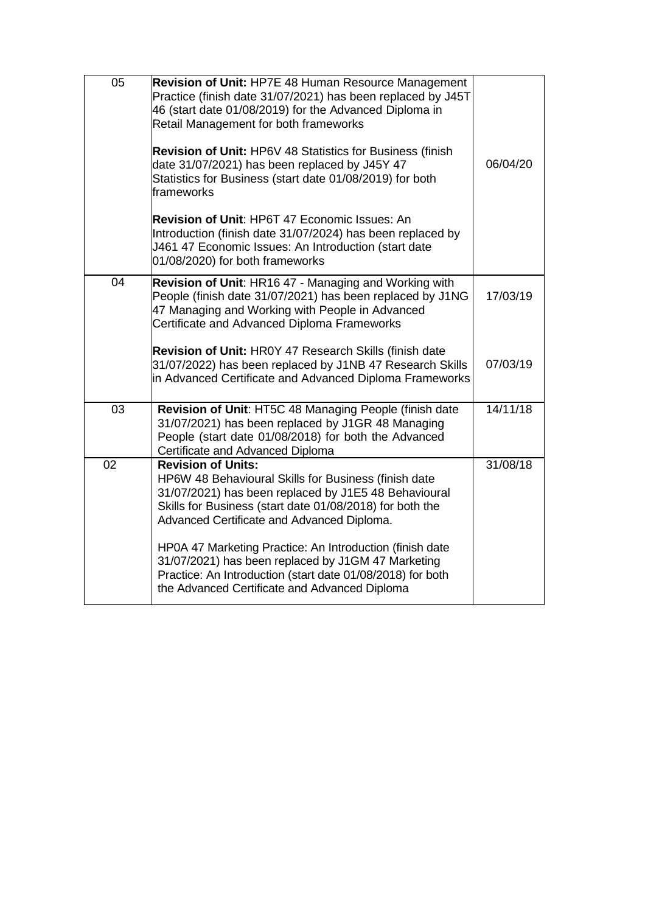| | | |
|---|---|---|
| 05 | **Revision of Unit:** HP7E 48 Human Resource Management Practice (finish date 31/07/2021) has been replaced by J45T 46 (start date 01/08/2019) for the Advanced Diploma in Retail Management for both frameworks<br><br>**Revision of Unit:** HP6V 48 Statistics for Business (finish date 31/07/2021) has been replaced by J45Y 47 Statistics for Business (start date 01/08/2019) for both frameworks<br><br>**Revision of Unit**: HP6T 47 Economic Issues: An Introduction (finish date 31/07/2024) has been replaced by J461 47 Economic Issues: An Introduction (start date 01/08/2020) for both frameworks | 06/04/20 |
| 04 | **Revision of Unit**: HR16 47 - Managing and Working with People (finish date 31/07/2021) has been replaced by J1NG 47 Managing and Working with People in Advanced Certificate and Advanced Diploma Frameworks<br><br>**Revision of Unit:** HR0Y 47 Research Skills (finish date 31/07/2022) has been replaced by J1NB 47 Research Skills in Advanced Certificate and Advanced Diploma Frameworks | 17/03/19<br><br>07/03/19 |
| 03 | **Revision of Unit**: HT5C 48 Managing People (finish date 31/07/2021) has been replaced by J1GR 48 Managing People (start date 01/08/2018) for both the Advanced Certificate and Advanced Diploma | 14/11/18 |
| 02 | **Revision of Units:**<br>HP6W 48 Behavioural Skills for Business (finish date 31/07/2021) has been replaced by J1E5 48 Behavioural Skills for Business (start date 01/08/2018) for both the Advanced Certificate and Advanced Diploma.<br><br>HP0A 47 Marketing Practice: An Introduction (finish date 31/07/2021) has been replaced by J1GM 47 Marketing Practice: An Introduction (start date 01/08/2018) for both the Advanced Certificate and Advanced Diploma | 31/08/18 |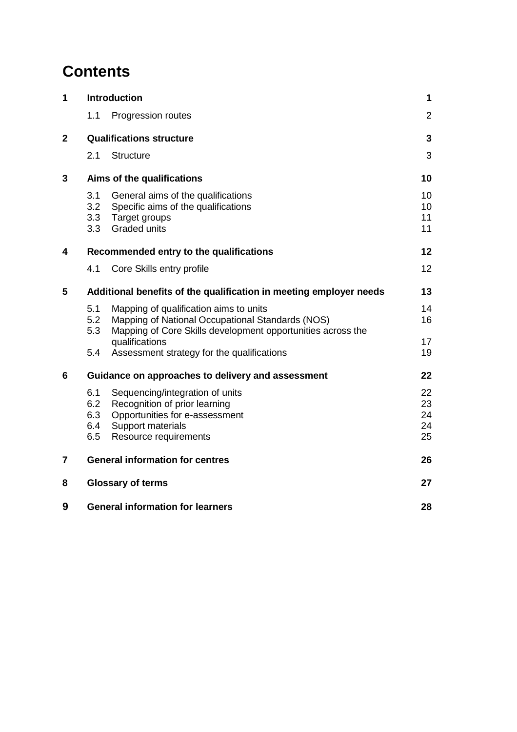# Contents

| | | | |
|---|---|---|---|
| **1** | **Introduction** | | **1** |
| | 1.1 | Progression routes | 2 |
| **2** | **Qualifications structure** | | **3** |
| | 2.1 | Structure | 3 |
| **3** | **Aims of the qualifications** | | **10** |
| | 3.1 | General aims of the qualifications | 10 |
| | 3.2 | Specific aims of the qualifications | 10 |
| | 3.3 | Target groups | 11 |
| | 3.3 | Graded units | 11 |
| **4** | **Recommended entry to the qualifications** | | **12** |
| | 4.1 | Core Skills entry profile | 12 |
| **5** | **Additional benefits of the qualification in meeting employer needs** | | **13** |
| | 5.1 | Mapping of qualification aims to units | 14 |
| | 5.2 | Mapping of National Occupational Standards (NOS) | 16 |
| | 5.3 | Mapping of Core Skills development opportunities across the qualifications | 17 |
| | 5.4 | Assessment strategy for the qualifications | 19 |
| **6** | **Guidance on approaches to delivery and assessment** | | **22** |
| | 6.1 | Sequencing/integration of units | 22 |
| | 6.2 | Recognition of prior learning | 23 |
| | 6.3 | Opportunities for e-assessment | 24 |
| | 6.4 | Support materials | 24 |
| | 6.5 | Resource requirements | 25 |
| **7** | **General information for centres** | | **26** |
| **8** | **Glossary of terms** | | **27** |
| **9** | **General information for learners** | | **28** |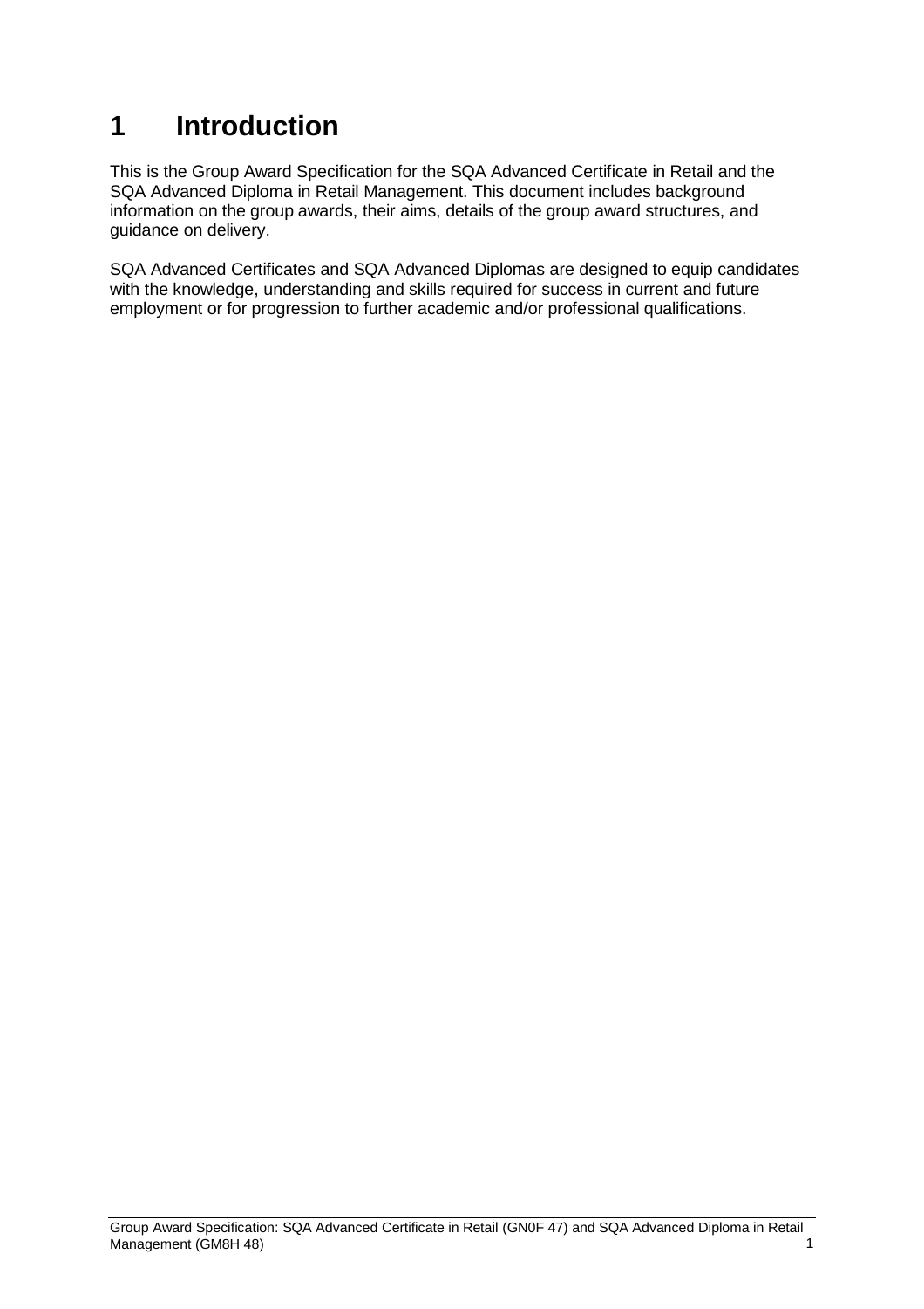# 1 Introduction

This is the Group Award Specification for the SQA Advanced Certificate in Retail and the SQA Advanced Diploma in Retail Management. This document includes background information on the group awards, their aims, details of the group award structures, and guidance on delivery.

SQA Advanced Certificates and SQA Advanced Diplomas are designed to equip candidates with the knowledge, understanding and skills required for success in current and future employment or for progression to further academic and/or professional qualifications.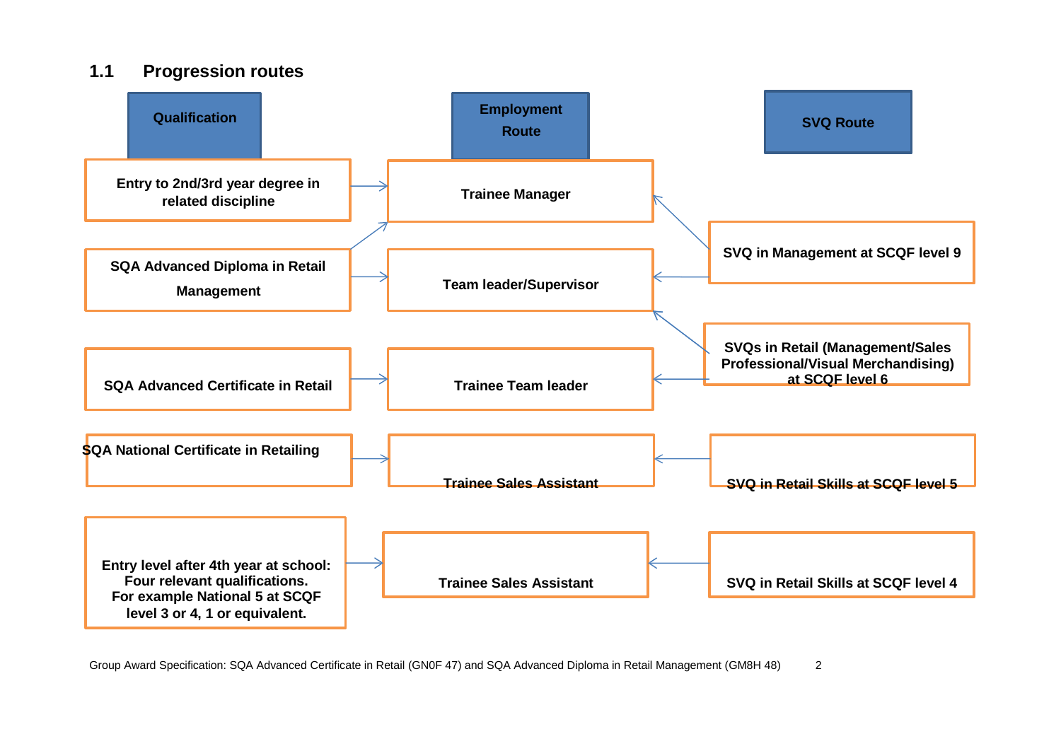## 1.1 Progression routes

| Qualification | Employment Route | SVQ Route |
|---|---|---|
| Entry to 2nd/3rd year degree in related discipline | Trainee Manager | SVQ in Management at SCQF level 9 |
| SQA Advanced Diploma in Retail Management | Team leader/Supervisor | |
| SQA Advanced Certificate in Retail | Trainee Team leader | SVQs in Retail (Management/Sales Professional/Visual Merchandising) at SCQF level 6 |
| SQA National Certificate in Retailing | Trainee Sales Assistant | SVQ in Retail Skills at SCQF level 5 |
| Entry level after 4th year at school: Four relevant qualifications. For example National 5 at SCQF level 3 or 4, 1 or equivalent. | Trainee Sales Assistant | SVQ in Retail Skills at SCQF level 4 |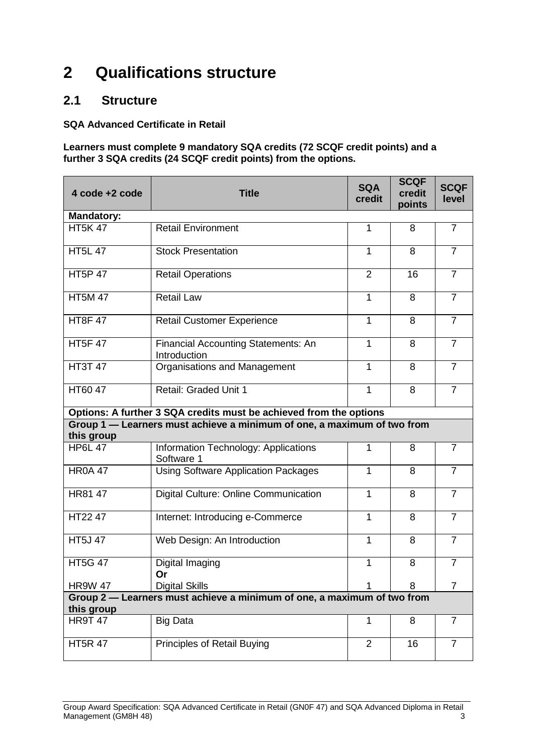# 2 Qualifications structure

## 2.1 Structure

**SQA Advanced Certificate in Retail**

**Learners must complete 9 mandatory SQA credits (72 SCQF credit points) and a further 3 SQA credits (24 SCQF credit points) from the options.**

| 4 code +2 code | Title | SQA credit | SCQF credit points | SCQF level |
|---|---|---|---|---|
| **Mandatory:** | | | | |
| HT5K 47 | Retail Environment | 1 | 8 | 7 |
| HT5L 47 | Stock Presentation | 1 | 8 | 7 |
| HT5P 47 | Retail Operations | 2 | 16 | 7 |
| HT5M 47 | Retail Law | 1 | 8 | 7 |
| HT8F 47 | Retail Customer Experience | 1 | 8 | 7 |
| HT5F 47 | Financial Accounting Statements: An Introduction | 1 | 8 | 7 |
| HT3T 47 | Organisations and Management | 1 | 8 | 7 |
| HT60 47 | Retail: Graded Unit 1 | 1 | 8 | 7 |
| **Options: A further 3 SQA credits must be achieved from the options** | | | | |
| **Group 1 — Learners must achieve a minimum of one, a maximum of two from this group** | | | | |
| HP6L 47 | Information Technology: Applications Software 1 | 1 | 8 | 7 |
| HR0A 47 | Using Software Application Packages | 1 | 8 | 7 |
| HR81 47 | Digital Culture: Online Communication | 1 | 8 | 7 |
| HT22 47 | Internet: Introducing e-Commerce | 1 | 8 | 7 |
| HT5J 47 | Web Design: An Introduction | 1 | 8 | 7 |
| HT5G 47 | Digital Imaging | 1 | 8 | 7 |
| | **Or** | | | |
| HR9W 47 | Digital Skills | 1 | 8 | 7 |
| **Group 2 — Learners must achieve a minimum of one, a maximum of two from this group** | | | | |
| HR9T 47 | Big Data | 1 | 8 | 7 |
| HT5R 47 | Principles of Retail Buying | 2 | 16 | 7 |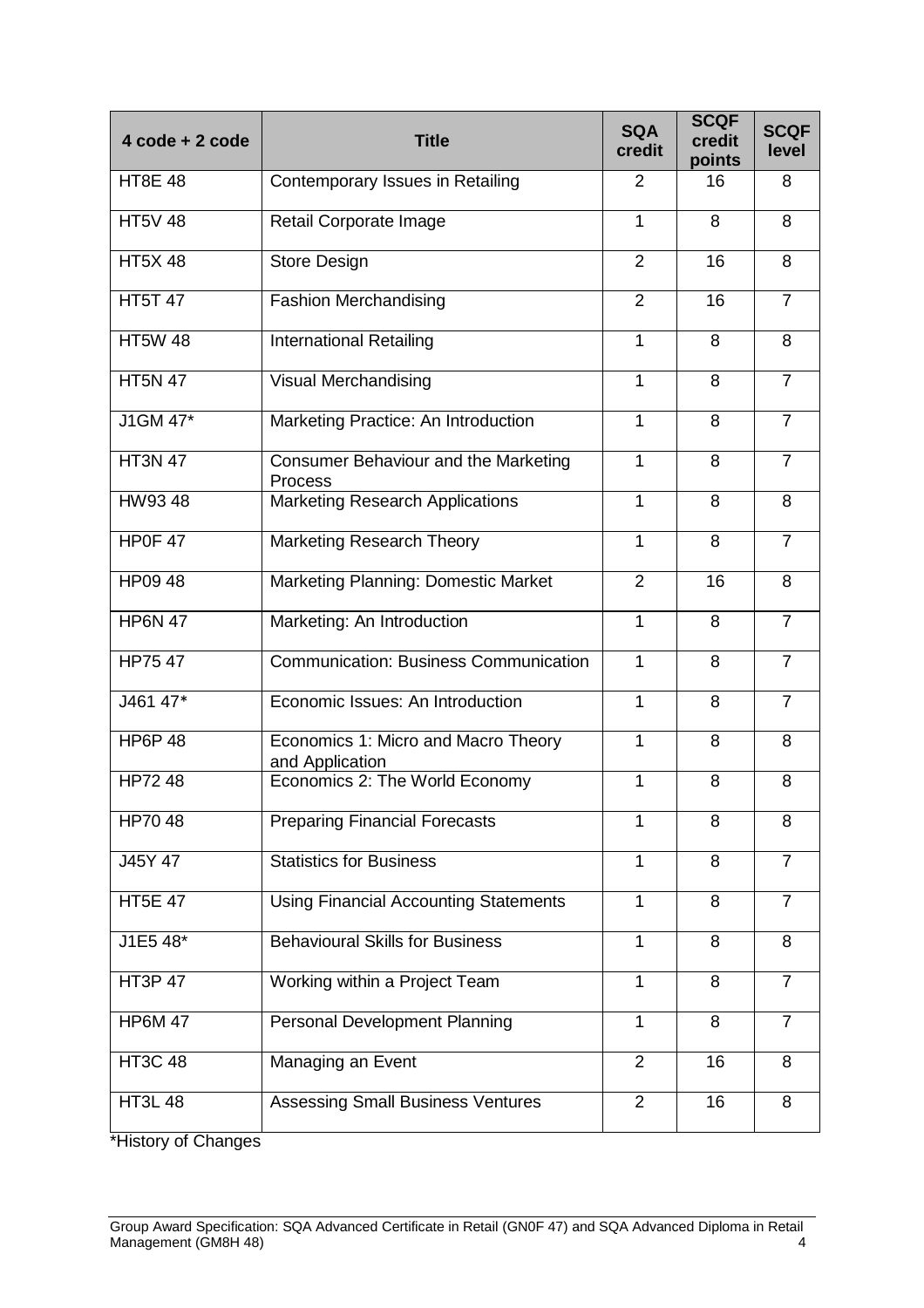| 4 code + 2 code | Title | SQA credit | SCQF credit points | SCQF level |
|---|---|---|---|---|
| HT8E 48 | Contemporary Issues in Retailing | 2 | 16 | 8 |
| HT5V 48 | Retail Corporate Image | 1 | 8 | 8 |
| HT5X 48 | Store Design | 2 | 16 | 8 |
| HT5T 47 | Fashion Merchandising | 2 | 16 | 7 |
| HT5W 48 | International Retailing | 1 | 8 | 8 |
| HT5N 47 | Visual Merchandising | 1 | 8 | 7 |
| J1GM 47* | Marketing Practice: An Introduction | 1 | 8 | 7 |
| HT3N 47 | Consumer Behaviour and the Marketing Process | 1 | 8 | 7 |
| HW93 48 | Marketing Research Applications | 1 | 8 | 8 |
| HP0F 47 | Marketing Research Theory | 1 | 8 | 7 |
| HP09 48 | Marketing Planning: Domestic Market | 2 | 16 | 8 |
| HP6N 47 | Marketing: An Introduction | 1 | 8 | 7 |
| HP75 47 | Communication: Business Communication | 1 | 8 | 7 |
| J461 47* | Economic Issues: An Introduction | 1 | 8 | 7 |
| HP6P 48 | Economics 1: Micro and Macro Theory and Application | 1 | 8 | 8 |
| HP72 48 | Economics 2: The World Economy | 1 | 8 | 8 |
| HP70 48 | Preparing Financial Forecasts | 1 | 8 | 8 |
| J45Y 47 | Statistics for Business | 1 | 8 | 7 |
| HT5E 47 | Using Financial Accounting Statements | 1 | 8 | 7 |
| J1E5 48* | Behavioural Skills for Business | 1 | 8 | 8 |
| HT3P 47 | Working within a Project Team | 1 | 8 | 7 |
| HP6M 47 | Personal Development Planning | 1 | 8 | 7 |
| HT3C 48 | Managing an Event | 2 | 16 | 8 |
| HT3L 48 | Assessing Small Business Ventures | 2 | 16 | 8 |

*History of Changes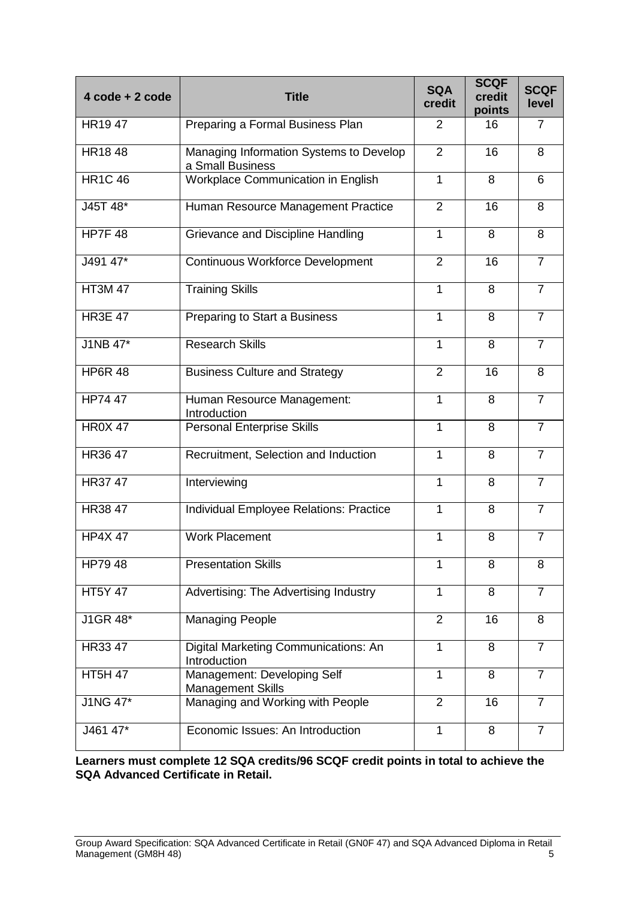| 4 code + 2 code | Title | SQA credit | SCQF credit points | SCQF level |
|---|---|---|---|---|
| HR19 47 | Preparing a Formal Business Plan | 2 | 16 | 7 |
| HR18 48 | Managing Information Systems to Develop a Small Business | 2 | 16 | 8 |
| HR1C 46 | Workplace Communication in English | 1 | 8 | 6 |
| J45T 48* | Human Resource Management Practice | 2 | 16 | 8 |
| HP7F 48 | Grievance and Discipline Handling | 1 | 8 | 8 |
| J491 47* | Continuous Workforce Development | 2 | 16 | 7 |
| HT3M 47 | Training Skills | 1 | 8 | 7 |
| HR3E 47 | Preparing to Start a Business | 1 | 8 | 7 |
| J1NB 47* | Research Skills | 1 | 8 | 7 |
| HP6R 48 | Business Culture and Strategy | 2 | 16 | 8 |
| HP74 47 | Human Resource Management: Introduction | 1 | 8 | 7 |
| HR0X 47 | Personal Enterprise Skills | 1 | 8 | 7 |
| HR36 47 | Recruitment, Selection and Induction | 1 | 8 | 7 |
| HR37 47 | Interviewing | 1 | 8 | 7 |
| HR38 47 | Individual Employee Relations: Practice | 1 | 8 | 7 |
| HP4X 47 | Work Placement | 1 | 8 | 7 |
| HP79 48 | Presentation Skills | 1 | 8 | 8 |
| HT5Y 47 | Advertising: The Advertising Industry | 1 | 8 | 7 |
| J1GR 48* | Managing People | 2 | 16 | 8 |
| HR33 47 | Digital Marketing Communications: An Introduction | 1 | 8 | 7 |
| HT5H 47 | Management: Developing Self Management Skills | 1 | 8 | 7 |
| J1NG 47* | Managing and Working with People | 2 | 16 | 7 |
| J461 47* | Economic Issues: An Introduction | 1 | 8 | 7 |

**Learners must complete 12 SQA credits/96 SCQF credit points in total to achieve the SQA Advanced Certificate in Retail.**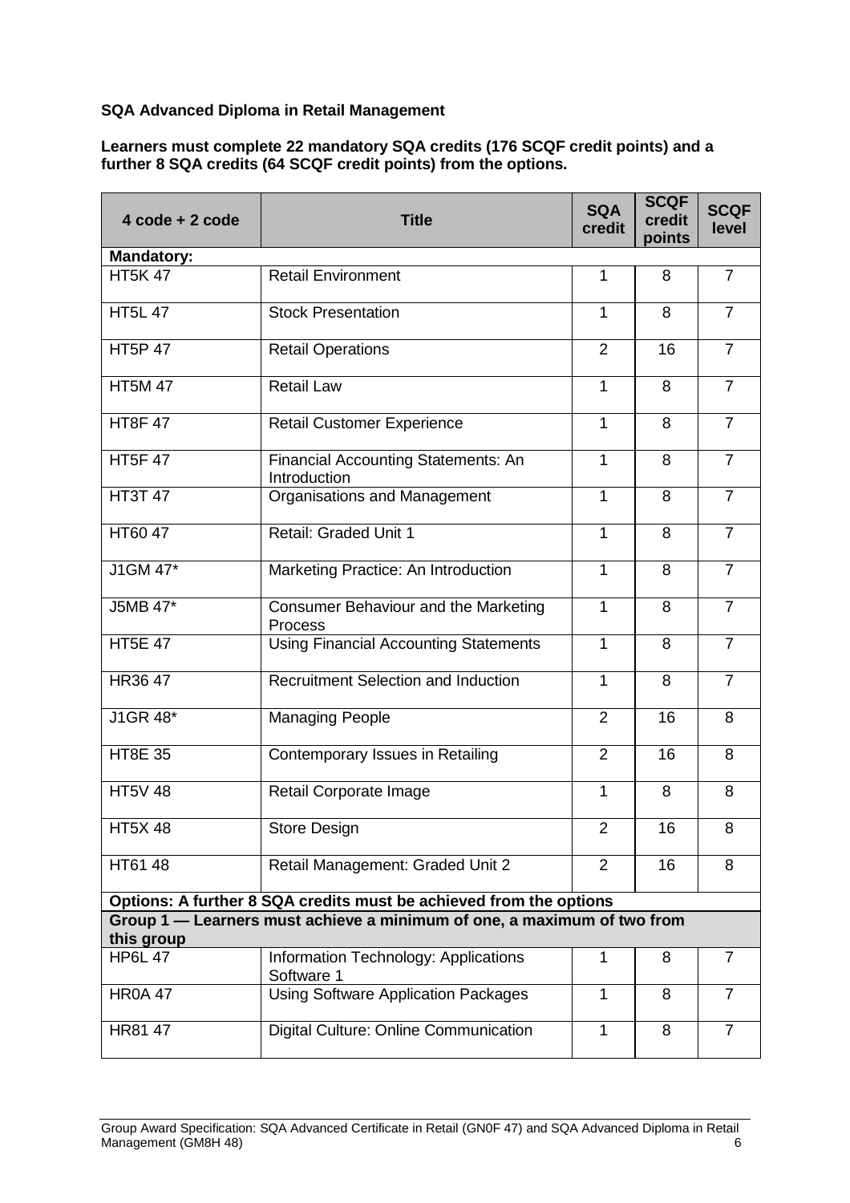**SQA Advanced Diploma in Retail Management**

**Learners must complete 22 mandatory SQA credits (176 SCQF credit points) and a further 8 SQA credits (64 SCQF credit points) from the options.**

| 4 code + 2 code | Title | SQA credit | SCQF credit points | SCQF level |
|---|---|---|---|---|
| **Mandatory:** | | | | |
| HT5K 47 | Retail Environment | 1 | 8 | 7 |
| HT5L 47 | Stock Presentation | 1 | 8 | 7 |
| HT5P 47 | Retail Operations | 2 | 16 | 7 |
| HT5M 47 | Retail Law | 1 | 8 | 7 |
| HT8F 47 | Retail Customer Experience | 1 | 8 | 7 |
| HT5F 47 | Financial Accounting Statements: An Introduction | 1 | 8 | 7 |
| HT3T 47 | Organisations and Management | 1 | 8 | 7 |
| HT60 47 | Retail: Graded Unit 1 | 1 | 8 | 7 |
| J1GM 47* | Marketing Practice: An Introduction | 1 | 8 | 7 |
| J5MB 47* | Consumer Behaviour and the Marketing Process | 1 | 8 | 7 |
| HT5E 47 | Using Financial Accounting Statements | 1 | 8 | 7 |
| HR36 47 | Recruitment Selection and Induction | 1 | 8 | 7 |
| J1GR 48* | Managing People | 2 | 16 | 8 |
| HT8E 35 | Contemporary Issues in Retailing | 2 | 16 | 8 |
| HT5V 48 | Retail Corporate Image | 1 | 8 | 8 |
| HT5X 48 | Store Design | 2 | 16 | 8 |
| HT61 48 | Retail Management: Graded Unit 2 | 2 | 16 | 8 |
| **Options: A further 8 SQA credits must be achieved from the options** | | | | |
| **Group 1 — Learners must achieve a minimum of one, a maximum of two from this group** | | | | |
| HP6L 47 | Information Technology: Applications Software 1 | 1 | 8 | 7 |
| HR0A 47 | Using Software Application Packages | 1 | 8 | 7 |
| HR81 47 | Digital Culture: Online Communication | 1 | 8 | 7 |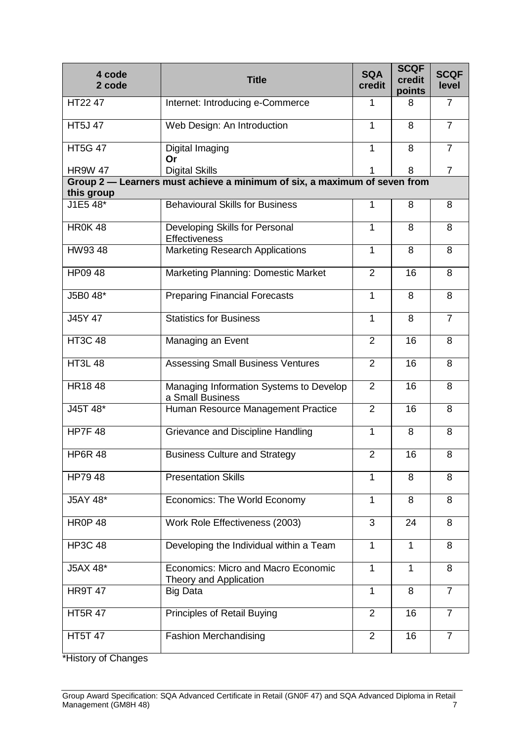| 4 code 2 code | Title | SQA credit | SCQF credit points | SCQF level |
|---|---|---|---|---|
| HT22 47 | Internet: Introducing e-Commerce | 1 | 8 | 7 |
| HT5J 47 | Web Design: An Introduction | 1 | 8 | 7 |
| HT5G 47 | Digital Imaging **Or** | 1 | 8 | 7 |
| HR9W 47 | Digital Skills | 1 | 8 | 7 |
| **Group 2 — Learners must achieve a minimum of six, a maximum of seven from this group** | | | | |
| J1E5 48* | Behavioural Skills for Business | 1 | 8 | 8 |
| HR0K 48 | Developing Skills for Personal Effectiveness | 1 | 8 | 8 |
| HW93 48 | Marketing Research Applications | 1 | 8 | 8 |
| HP09 48 | Marketing Planning: Domestic Market | 2 | 16 | 8 |
| J5B0 48* | Preparing Financial Forecasts | 1 | 8 | 8 |
| J45Y 47 | Statistics for Business | 1 | 8 | 7 |
| HT3C 48 | Managing an Event | 2 | 16 | 8 |
| HT3L 48 | Assessing Small Business Ventures | 2 | 16 | 8 |
| HR18 48 | Managing Information Systems to Develop a Small Business | 2 | 16 | 8 |
| J45T 48* | Human Resource Management Practice | 2 | 16 | 8 |
| HP7F 48 | Grievance and Discipline Handling | 1 | 8 | 8 |
| HP6R 48 | Business Culture and Strategy | 2 | 16 | 8 |
| HP79 48 | Presentation Skills | 1 | 8 | 8 |
| J5AY 48* | Economics: The World Economy | 1 | 8 | 8 |
| HR0P 48 | Work Role Effectiveness (2003) | 3 | 24 | 8 |
| HP3C 48 | Developing the Individual within a Team | 1 | 1 | 8 |
| J5AX 48* | Economics: Micro and Macro Economic Theory and Application | 1 | 1 | 8 |
| HR9T 47 | Big Data | 1 | 8 | 7 |
| HT5R 47 | Principles of Retail Buying | 2 | 16 | 7 |
| HT5T 47 | Fashion Merchandising | 2 | 16 | 7 |

*History of Changes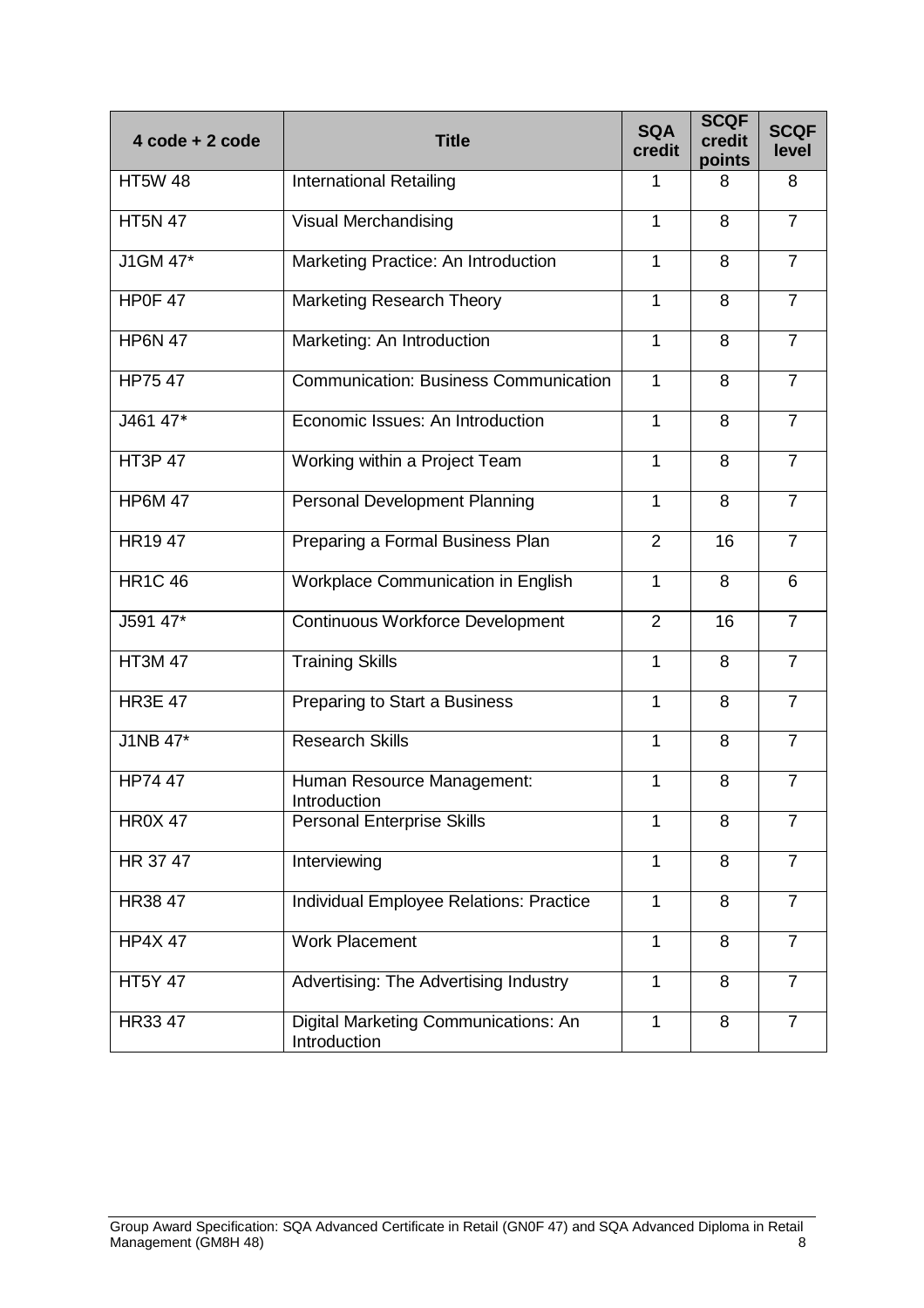| 4 code + 2 code | Title | SQA credit | SCQF credit points | SCQF level |
|---|---|---|---|---|
| HT5W 48 | International Retailing | 1 | 8 | 8 |
| HT5N 47 | Visual Merchandising | 1 | 8 | 7 |
| J1GM 47* | Marketing Practice: An Introduction | 1 | 8 | 7 |
| HP0F 47 | Marketing Research Theory | 1 | 8 | 7 |
| HP6N 47 | Marketing: An Introduction | 1 | 8 | 7 |
| HP75 47 | Communication: Business Communication | 1 | 8 | 7 |
| J461 47* | Economic Issues: An Introduction | 1 | 8 | 7 |
| HT3P 47 | Working within a Project Team | 1 | 8 | 7 |
| HP6M 47 | Personal Development Planning | 1 | 8 | 7 |
| HR19 47 | Preparing a Formal Business Plan | 2 | 16 | 7 |
| HR1C 46 | Workplace Communication in English | 1 | 8 | 6 |
| J591 47* | Continuous Workforce Development | 2 | 16 | 7 |
| HT3M 47 | Training Skills | 1 | 8 | 7 |
| HR3E 47 | Preparing to Start a Business | 1 | 8 | 7 |
| J1NB 47* | Research Skills | 1 | 8 | 7 |
| HP74 47 | Human Resource Management: Introduction | 1 | 8 | 7 |
| HR0X 47 | Personal Enterprise Skills | 1 | 8 | 7 |
| HR 37 47 | Interviewing | 1 | 8 | 7 |
| HR38 47 | Individual Employee Relations: Practice | 1 | 8 | 7 |
| HP4X 47 | Work Placement | 1 | 8 | 7 |
| HT5Y 47 | Advertising: The Advertising Industry | 1 | 8 | 7 |
| HR33 47 | Digital Marketing Communications: An Introduction | 1 | 8 | 7 |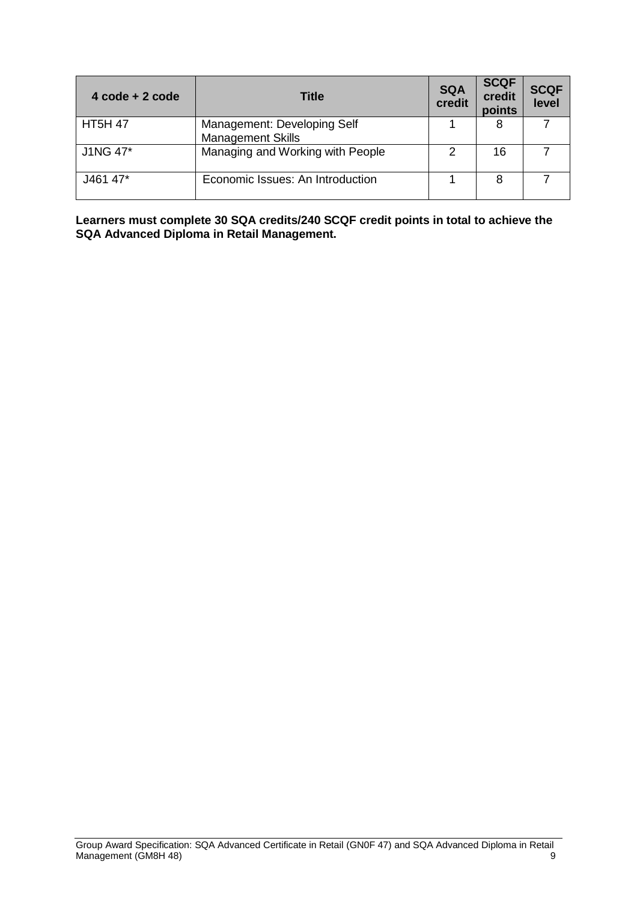| 4 code + 2 code | Title | SQA credit | SCQF credit points | SCQF level |
| --- | --- | --- | --- | --- |
| HT5H 47 | Management: Developing Self Management Skills | 1 | 8 | 7 |
| J1NG 47* | Managing and Working with People | 2 | 16 | 7 |
| J461 47* | Economic Issues: An Introduction | 1 | 8 | 7 |

**Learners must complete 30 SQA credits/240 SCQF credit points in total to achieve the SQA Advanced Diploma in Retail Management.**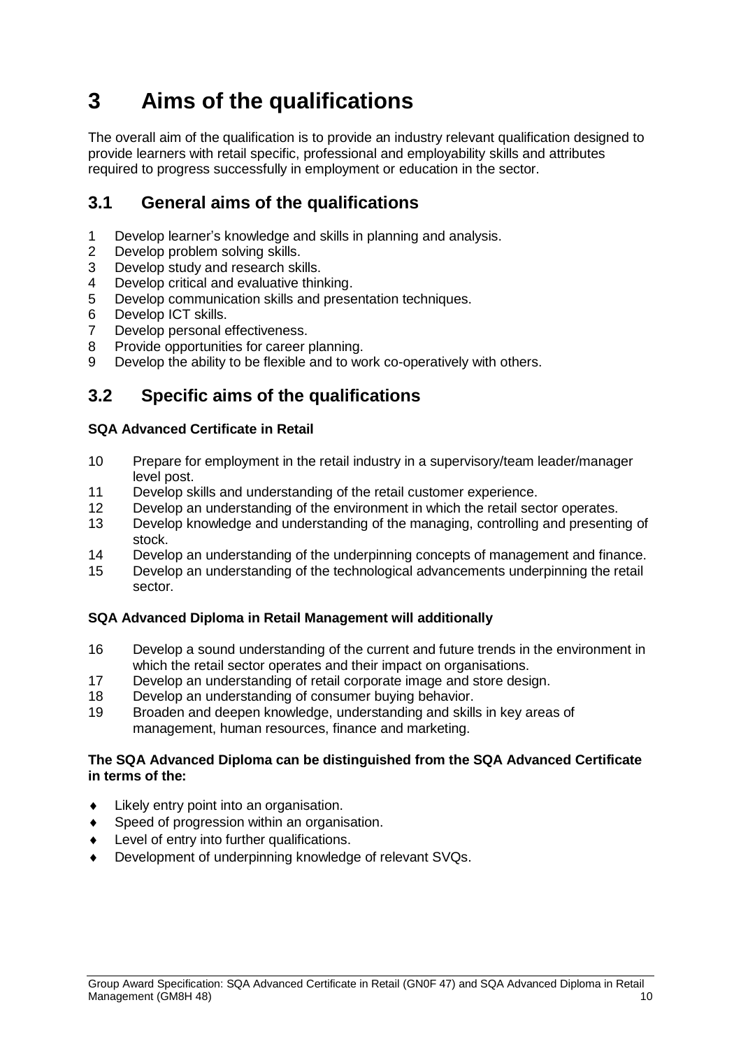# 3 Aims of the qualifications

The overall aim of the qualification is to provide an industry relevant qualification designed to provide learners with retail specific, professional and employability skills and attributes required to progress successfully in employment or education in the sector.

## 3.1 General aims of the qualifications

1. Develop learner's knowledge and skills in planning and analysis.
2. Develop problem solving skills.
3. Develop study and research skills.
4. Develop critical and evaluative thinking.
5. Develop communication skills and presentation techniques.
6. Develop ICT skills.
7. Develop personal effectiveness.
8. Provide opportunities for career planning.
9. Develop the ability to be flexible and to work co-operatively with others.

## 3.2 Specific aims of the qualifications

**SQA Advanced Certificate in Retail**

10. Prepare for employment in the retail industry in a supervisory/team leader/manager level post.
11. Develop skills and understanding of the retail customer experience.
12. Develop an understanding of the environment in which the retail sector operates.
13. Develop knowledge and understanding of the managing, controlling and presenting of stock.
14. Develop an understanding of the underpinning concepts of management and finance.
15. Develop an understanding of the technological advancements underpinning the retail sector.

**SQA Advanced Diploma in Retail Management will additionally**

16. Develop a sound understanding of the current and future trends in the environment in which the retail sector operates and their impact on organisations.
17. Develop an understanding of retail corporate image and store design.
18. Develop an understanding of consumer buying behavior.
19. Broaden and deepen knowledge, understanding and skills in key areas of management, human resources, finance and marketing.

**The SQA Advanced Diploma can be distinguished from the SQA Advanced Certificate in terms of the:**

- Likely entry point into an organisation.
- Speed of progression within an organisation.
- Level of entry into further qualifications.
- Development of underpinning knowledge of relevant SVQs.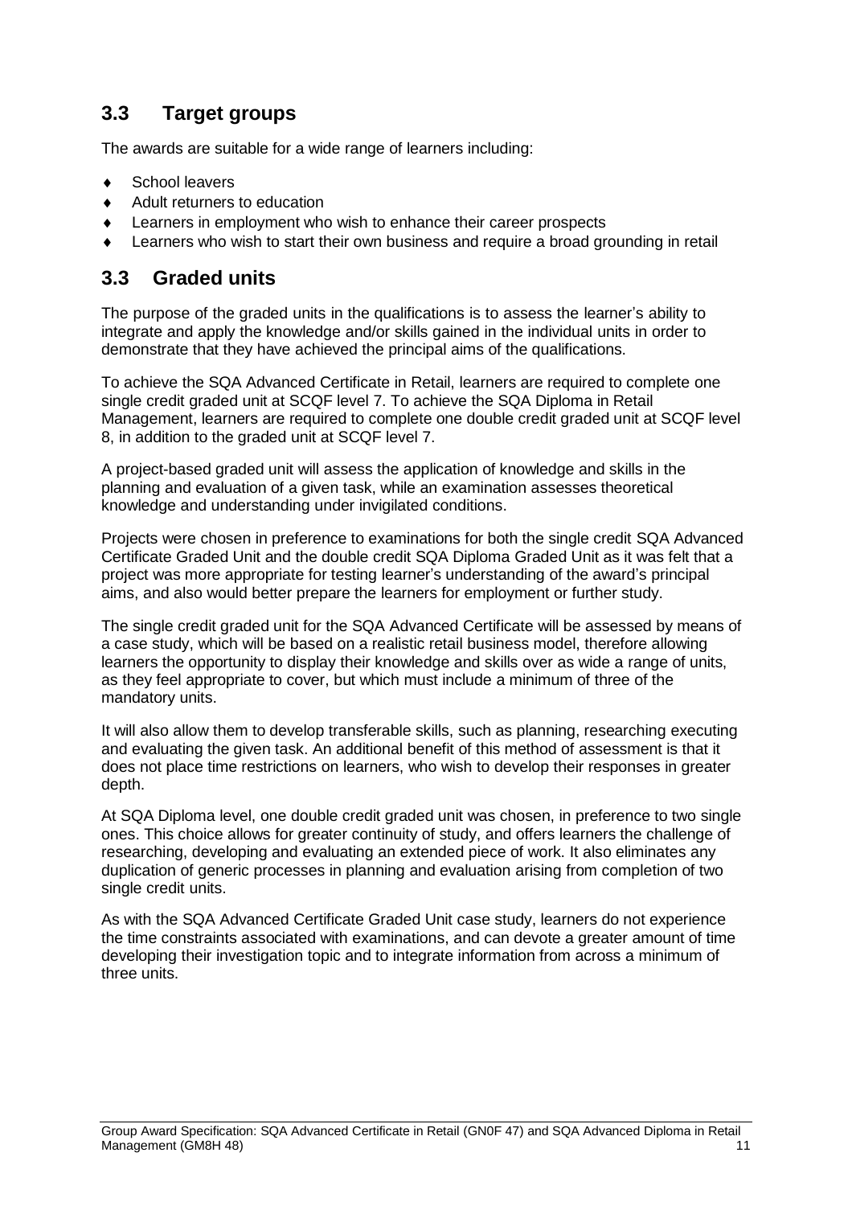## 3.3 Target groups

The awards are suitable for a wide range of learners including:

- School leavers
- Adult returners to education
- Learners in employment who wish to enhance their career prospects
- Learners who wish to start their own business and require a broad grounding in retail

## 3.3 Graded units

The purpose of the graded units in the qualifications is to assess the learner's ability to integrate and apply the knowledge and/or skills gained in the individual units in order to demonstrate that they have achieved the principal aims of the qualifications.

To achieve the SQA Advanced Certificate in Retail, learners are required to complete one single credit graded unit at SCQF level 7. To achieve the SQA Diploma in Retail Management, learners are required to complete one double credit graded unit at SCQF level 8, in addition to the graded unit at SCQF level 7.

A project-based graded unit will assess the application of knowledge and skills in the planning and evaluation of a given task, while an examination assesses theoretical knowledge and understanding under invigilated conditions.

Projects were chosen in preference to examinations for both the single credit SQA Advanced Certificate Graded Unit and the double credit SQA Diploma Graded Unit as it was felt that a project was more appropriate for testing learner's understanding of the award's principal aims, and also would better prepare the learners for employment or further study.

The single credit graded unit for the SQA Advanced Certificate will be assessed by means of a case study, which will be based on a realistic retail business model, therefore allowing learners the opportunity to display their knowledge and skills over as wide a range of units, as they feel appropriate to cover, but which must include a minimum of three of the mandatory units.

It will also allow them to develop transferable skills, such as planning, researching executing and evaluating the given task. An additional benefit of this method of assessment is that it does not place time restrictions on learners, who wish to develop their responses in greater depth.

At SQA Diploma level, one double credit graded unit was chosen, in preference to two single ones. This choice allows for greater continuity of study, and offers learners the challenge of researching, developing and evaluating an extended piece of work. It also eliminates any duplication of generic processes in planning and evaluation arising from completion of two single credit units.

As with the SQA Advanced Certificate Graded Unit case study, learners do not experience the time constraints associated with examinations, and can devote a greater amount of time developing their investigation topic and to integrate information from across a minimum of three units.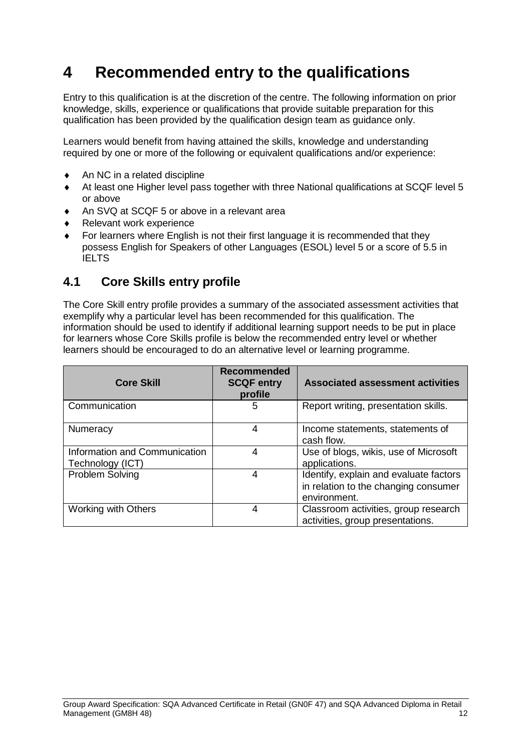# 4 Recommended entry to the qualifications

Entry to this qualification is at the discretion of the centre. The following information on prior knowledge, skills, experience or qualifications that provide suitable preparation for this qualification has been provided by the qualification design team as guidance only.

Learners would benefit from having attained the skills, knowledge and understanding required by one or more of the following or equivalent qualifications and/or experience:

- An NC in a related discipline
- At least one Higher level pass together with three National qualifications at SCQF level 5 or above
- An SVQ at SCQF 5 or above in a relevant area
- Relevant work experience
- For learners where English is not their first language it is recommended that they possess English for Speakers of other Languages (ESOL) level 5 or a score of 5.5 in IELTS

## 4.1 Core Skills entry profile

The Core Skill entry profile provides a summary of the associated assessment activities that exemplify why a particular level has been recommended for this qualification. The information should be used to identify if additional learning support needs to be put in place for learners whose Core Skills profile is below the recommended entry level or whether learners should be encouraged to do an alternative level or learning programme.

| Core Skill | Recommended SCQF entry profile | Associated assessment activities |
|---|---|---|
| Communication | 5 | Report writing, presentation skills. |
| Numeracy | 4 | Income statements, statements of cash flow. |
| Information and Communication Technology (ICT) | 4 | Use of blogs, wikis, use of Microsoft applications. |
| Problem Solving | 4 | Identify, explain and evaluate factors in relation to the changing consumer environment. |
| Working with Others | 4 | Classroom activities, group research activities, group presentations. |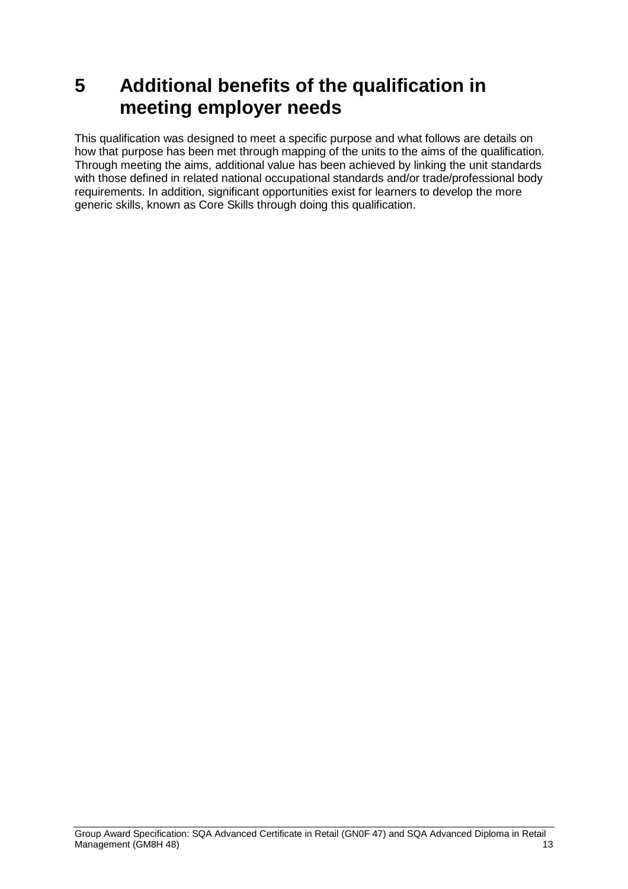# 5 Additional benefits of the qualification in meeting employer needs

This qualification was designed to meet a specific purpose and what follows are details on how that purpose has been met through mapping of the units to the aims of the qualification. Through meeting the aims, additional value has been achieved by linking the unit standards with those defined in related national occupational standards and/or trade/professional body requirements. In addition, significant opportunities exist for learners to develop the more generic skills, known as Core Skills through doing this qualification.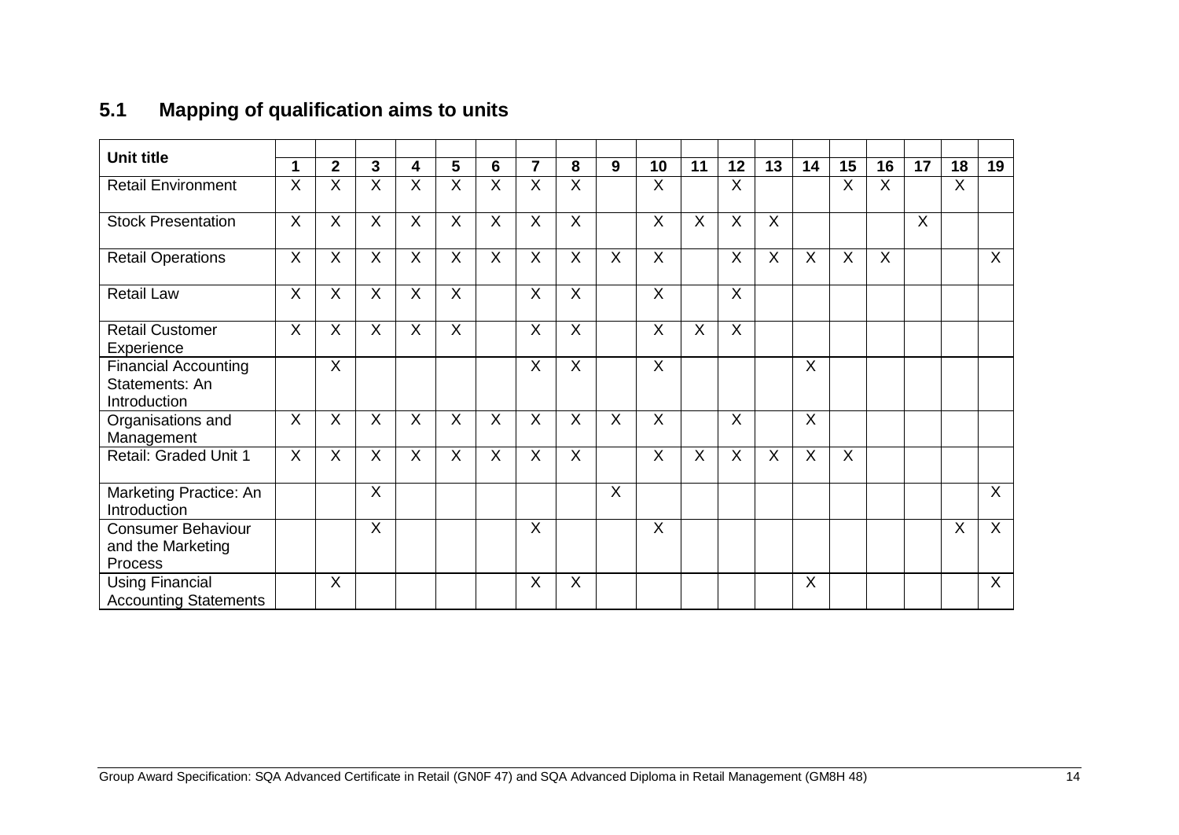## 5.1 Mapping of qualification aims to units

| Unit title | 1 | 2 | 3 | 4 | 5 | 6 | 7 | 8 | 9 | 10 | 11 | 12 | 13 | 14 | 15 | 16 | 17 | 18 | 19 |
|---|---|---|---|---|---|---|---|---|---|---|---|---|---|---|---|---|---|---|---|
| Retail Environment | X | X | X | X | X | X | X | X | | X | | X | | | X | X | | X | |
| Stock Presentation | X | X | X | X | X | X | X | X | | X | X | X | X | | | | X | | |
| Retail Operations | X | X | X | X | X | X | X | X | X | X | | X | X | X | X | X | | | X |
| Retail Law | X | X | X | X | X | | X | X | | X | | X | | | | | | | |
| Retail Customer Experience | X | X | X | X | X | | X | X | | X | X | X | | | | | | | |
| Financial Accounting Statements: An Introduction | | X | | | | | X | X | | X | | | | X | | | | | |
| Organisations and Management | X | X | X | X | X | X | X | X | X | X | | X | | X | | | | | |
| Retail: Graded Unit 1 | X | X | X | X | X | X | X | X | | X | X | X | X | X | X | | | | |
| Marketing Practice: An Introduction | | | X | | | | | | X | | | | | | | | | | X |
| Consumer Behaviour and the Marketing Process | | | X | | | | X | | | X | | | | | | | | X | X |
| Using Financial Accounting Statements | | X | | | | | X | X | | | | | | X | | | | | X |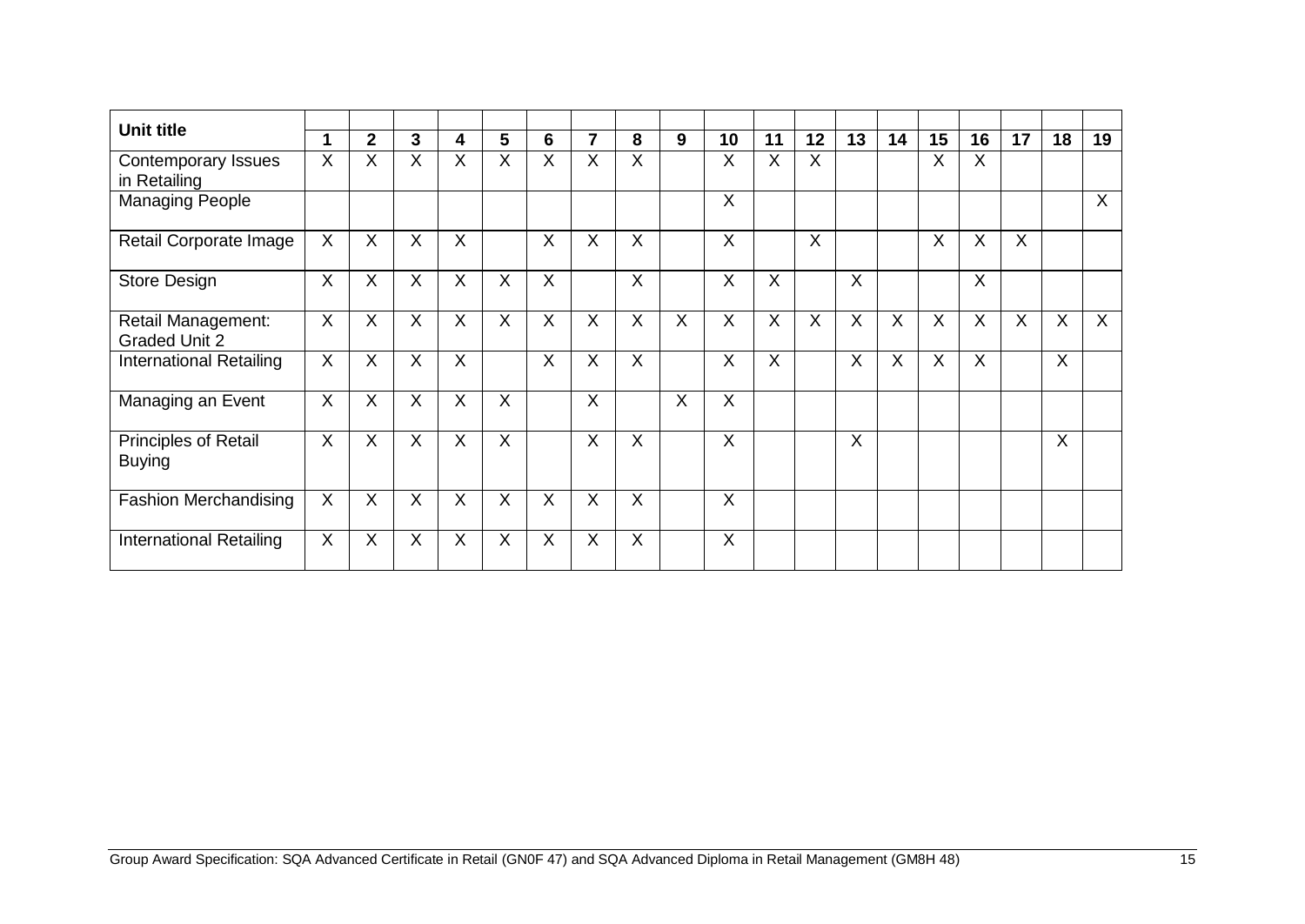| Unit title | 1 | 2 | 3 | 4 | 5 | 6 | 7 | 8 | 9 | 10 | 11 | 12 | 13 | 14 | 15 | 16 | 17 | 18 | 19 |
|---|---|---|---|---|---|---|---|---|---|---|---|---|---|---|---|---|---|---|---|
| Contemporary Issues in Retailing | X | X | X | X | X | X | X | X | | X | X | X | | | X | X | | | |
| Managing People | | | | | | | | | | X | | | | | | | | | X |
| Retail Corporate Image | X | X | X | X | | X | X | X | | X | | X | | | X | X | X | | |
| Store Design | X | X | X | X | X | X | | X | | X | X | | X | | | X | | | |
| Retail Management: Graded Unit 2 | X | X | X | X | X | X | X | X | X | X | X | X | X | X | X | X | X | X | X |
| International Retailing | X | X | X | X | | X | X | X | | X | X | | X | X | X | X | | X | |
| Managing an Event | X | X | X | X | X | | X | | X | X | | | | | | | | | |
| Principles of Retail Buying | X | X | X | X | X | | X | X | | X | | | X | | | | | X | |
| Fashion Merchandising | X | X | X | X | X | X | X | X | | X | | | | | | | | | |
| International Retailing | X | X | X | X | X | X | X | X | | X | | | | | | | | | |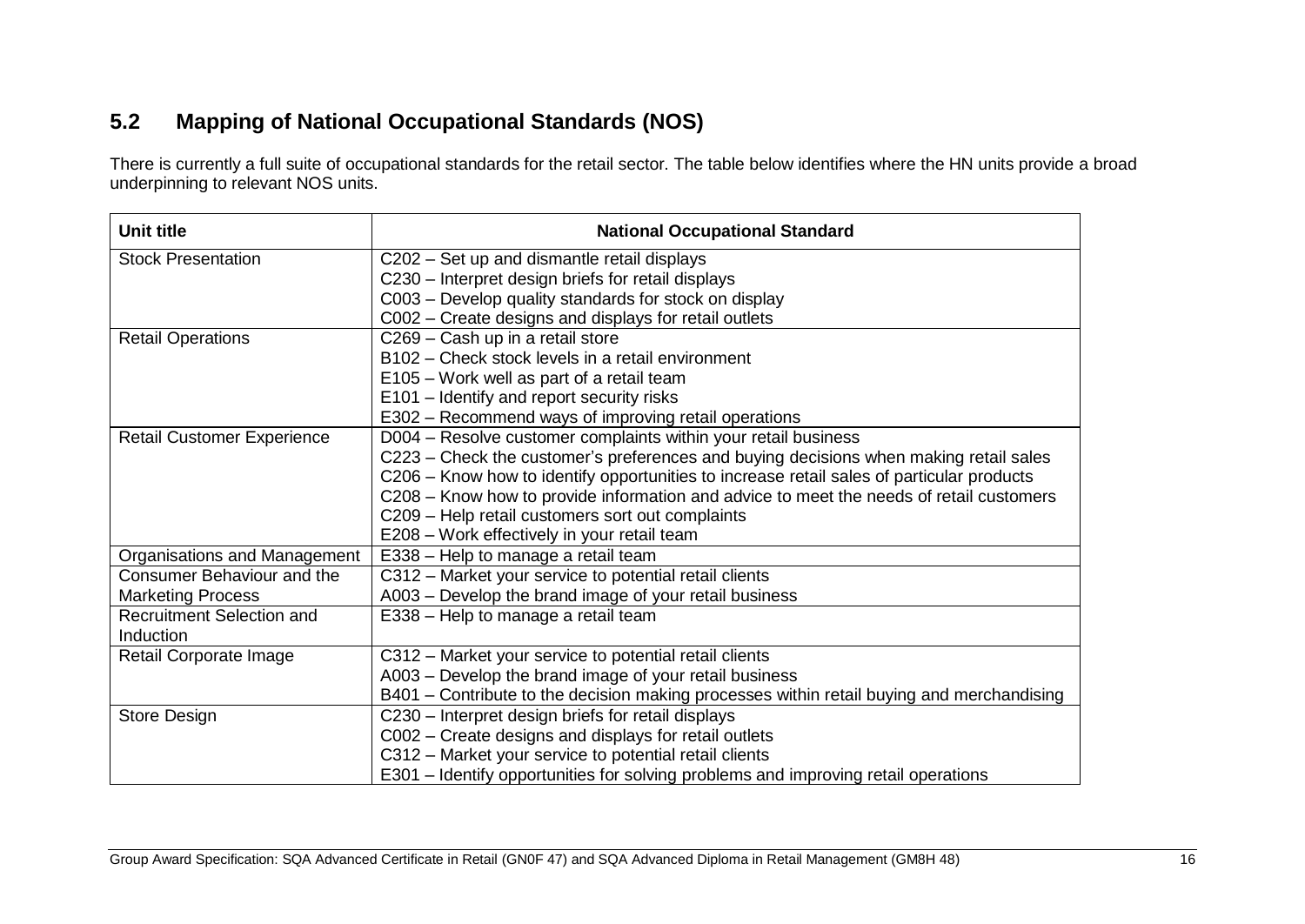## 5.2 Mapping of National Occupational Standards (NOS)

There is currently a full suite of occupational standards for the retail sector. The table below identifies where the HN units provide a broad underpinning to relevant NOS units.

| Unit title | National Occupational Standard |
|---|---|
| Stock Presentation | C202 – Set up and dismantle retail displays<br>C230 – Interpret design briefs for retail displays<br>C003 – Develop quality standards for stock on display<br>C002 – Create designs and displays for retail outlets |
| Retail Operations | C269 – Cash up in a retail store<br>B102 – Check stock levels in a retail environment<br>E105 – Work well as part of a retail team<br>E101 – Identify and report security risks<br>E302 – Recommend ways of improving retail operations |
| Retail Customer Experience | D004 – Resolve customer complaints within your retail business<br>C223 – Check the customer's preferences and buying decisions when making retail sales<br>C206 – Know how to identify opportunities to increase retail sales of particular products<br>C208 – Know how to provide information and advice to meet the needs of retail customers<br>C209 – Help retail customers sort out complaints<br>E208 – Work effectively in your retail team |
| Organisations and Management | E338 – Help to manage a retail team |
| Consumer Behaviour and the Marketing Process | C312 – Market your service to potential retail clients<br>A003 – Develop the brand image of your retail business |
| Recruitment Selection and Induction | E338 – Help to manage a retail team |
| Retail Corporate Image | C312 – Market your service to potential retail clients<br>A003 – Develop the brand image of your retail business<br>B401 – Contribute to the decision making processes within retail buying and merchandising |
| Store Design | C230 – Interpret design briefs for retail displays<br>C002 – Create designs and displays for retail outlets<br>C312 – Market your service to potential retail clients<br>E301 – Identify opportunities for solving problems and improving retail operations |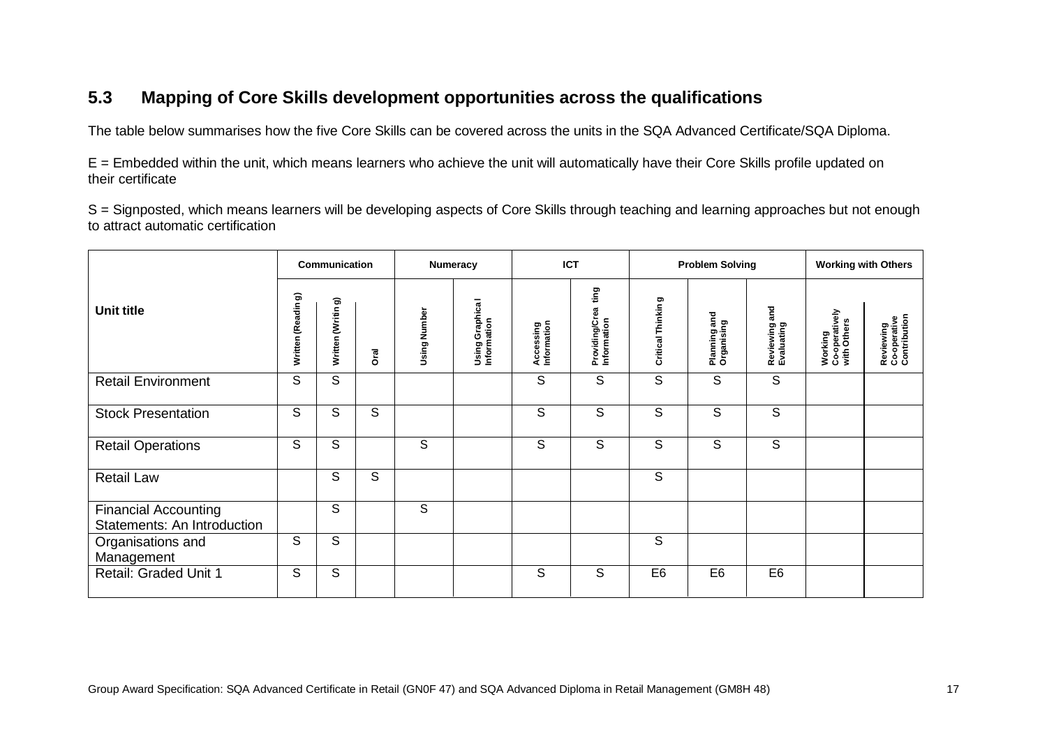## 5.3 Mapping of Core Skills development opportunities across the qualifications

The table below summarises how the five Core Skills can be covered across the units in the SQA Advanced Certificate/SQA Diploma.

E = Embedded within the unit, which means learners who achieve the unit will automatically have their Core Skills profile updated on their certificate

S = Signposted, which means learners will be developing aspects of Core Skills through teaching and learning approaches but not enough to attract automatic certification

| Unit title | Communication | | | Numeracy | | ICT | | Problem Solving | | | Working with Others | |
|---|---|---|---|---|---|---|---|---|---|---|---|---|
| | Written (Reading) | Written (Writing) | Oral | Using Number | Using Graphical Information | Accessing Information | Providing/Creating Information | Critical Thinking | Planning and Organising | Reviewing and Evaluating | Working Co-operatively with Others | Reviewing Co-operative Contribution |
| Retail Environment | S | S | | | | S | S | S | S | S | | |
| Stock Presentation | S | S | S | | | S | S | S | S | S | | |
| Retail Operations | S | S | | S | | S | S | S | S | S | | |
| Retail Law | | S | S | | | | | S | | | | |
| Financial Accounting Statements: An Introduction | | S | | S | | | | | | | | |
| Organisations and Management | S | S | | | | | | S | | | | |
| Retail: Graded Unit 1 | S | S | | | | S | S | E6 | E6 | E6 | | |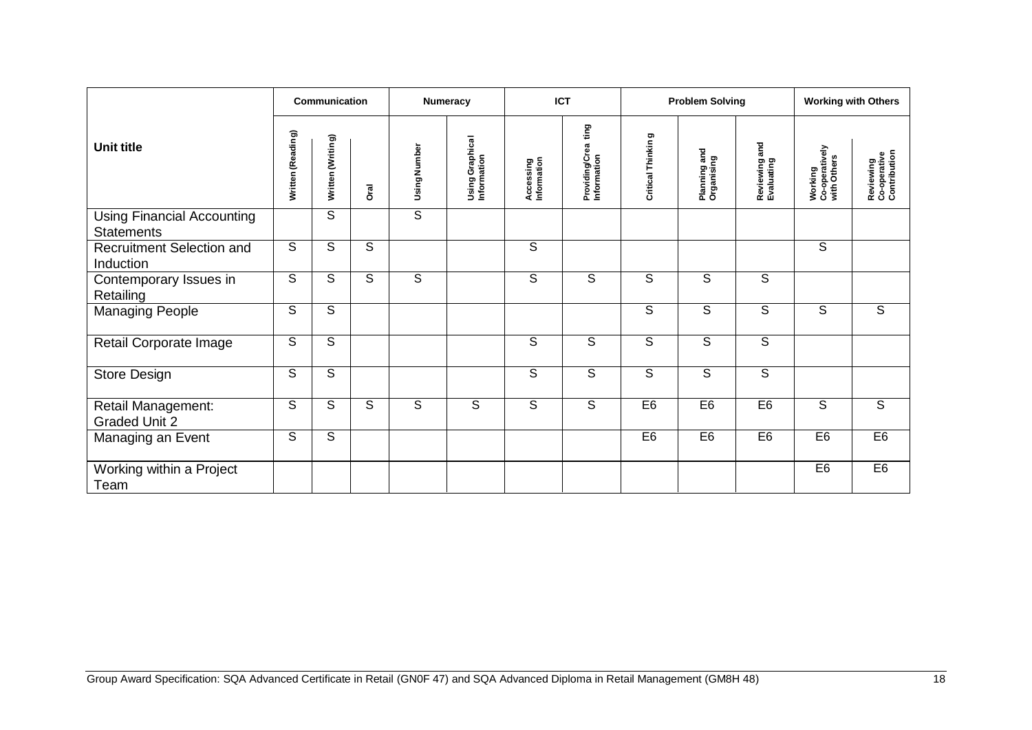| Unit title | Communication | | | Numeracy | | ICT | | Problem Solving | | | Working with Others | |
|---|---|---|---|---|---|---|---|---|---|---|---|---|
| | Written (Reading) | Written (Writing) | Oral | Using Number | Using Graphical Information | Accessing Information | Providing/Creating Information | Critical Thinking | Planning and Organising | Reviewing and Evaluating | Working Co-operatively with Others | Reviewing Co-operative Contribution |
| Using Financial Accounting Statements | | S | | S | | | | | | | | |
| Recruitment Selection and Induction | S | S | S | | | S | | | | | S | |
| Contemporary Issues in Retailing | S | S | S | S | | S | S | S | S | S | | |
| Managing People | S | S | | | | | | S | S | S | S | S |
| Retail Corporate Image | S | S | | | | S | S | S | S | S | | |
| Store Design | S | S | | | | S | S | S | S | S | | |
| Retail Management: Graded Unit 2 | S | S | S | S | S | S | S | E6 | E6 | E6 | S | S |
| Managing an Event | S | S | | | | | | E6 | E6 | E6 | E6 | E6 |
| Working within a Project Team | | | | | | | | | | | E6 | E6 |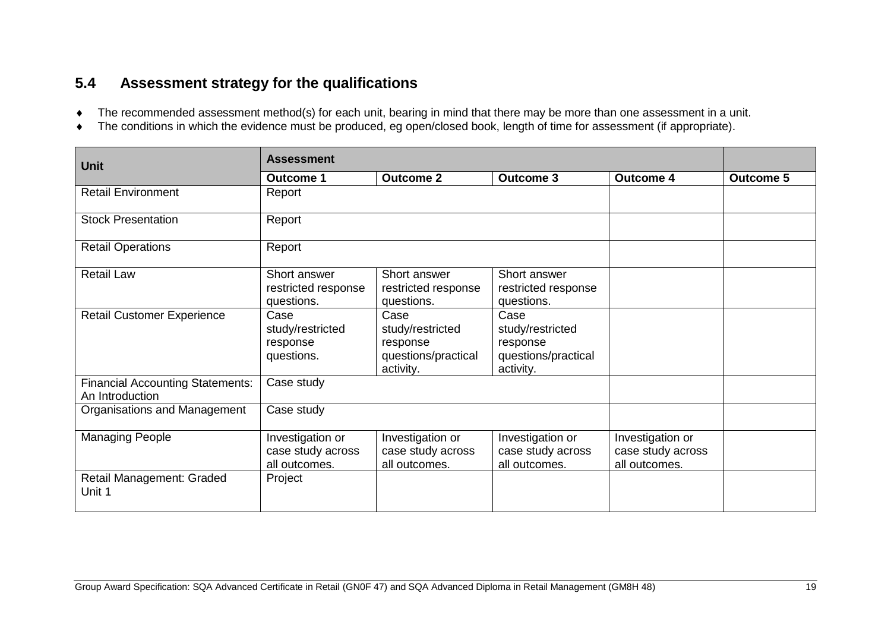## 5.4 Assessment strategy for the qualifications

- The recommended assessment method(s) for each unit, bearing in mind that there may be more than one assessment in a unit.
- The conditions in which the evidence must be produced, eg open/closed book, length of time for assessment (if appropriate).

| Unit | Assessment | | | | |
|---|---|---|---|---|---|
| | **Outcome 1** | **Outcome 2** | **Outcome 3** | **Outcome 4** | **Outcome 5** |
| Retail Environment | Report | | | | |
| Stock Presentation | Report | | | | |
| Retail Operations | Report | | | | |
| Retail Law | Short answer restricted response questions. | Short answer restricted response questions. | Short answer restricted response questions. | | |
| Retail Customer Experience | Case study/restricted response questions. | Case study/restricted response questions/practical activity. | Case study/restricted response questions/practical activity. | | |
| Financial Accounting Statements: An Introduction | Case study | | | | |
| Organisations and Management | Case study | | | | |
| Managing People | Investigation or case study across all outcomes. | Investigation or case study across all outcomes. | Investigation or case study across all outcomes. | Investigation or case study across all outcomes. | |
| Retail Management: Graded Unit 1 | Project | | | | |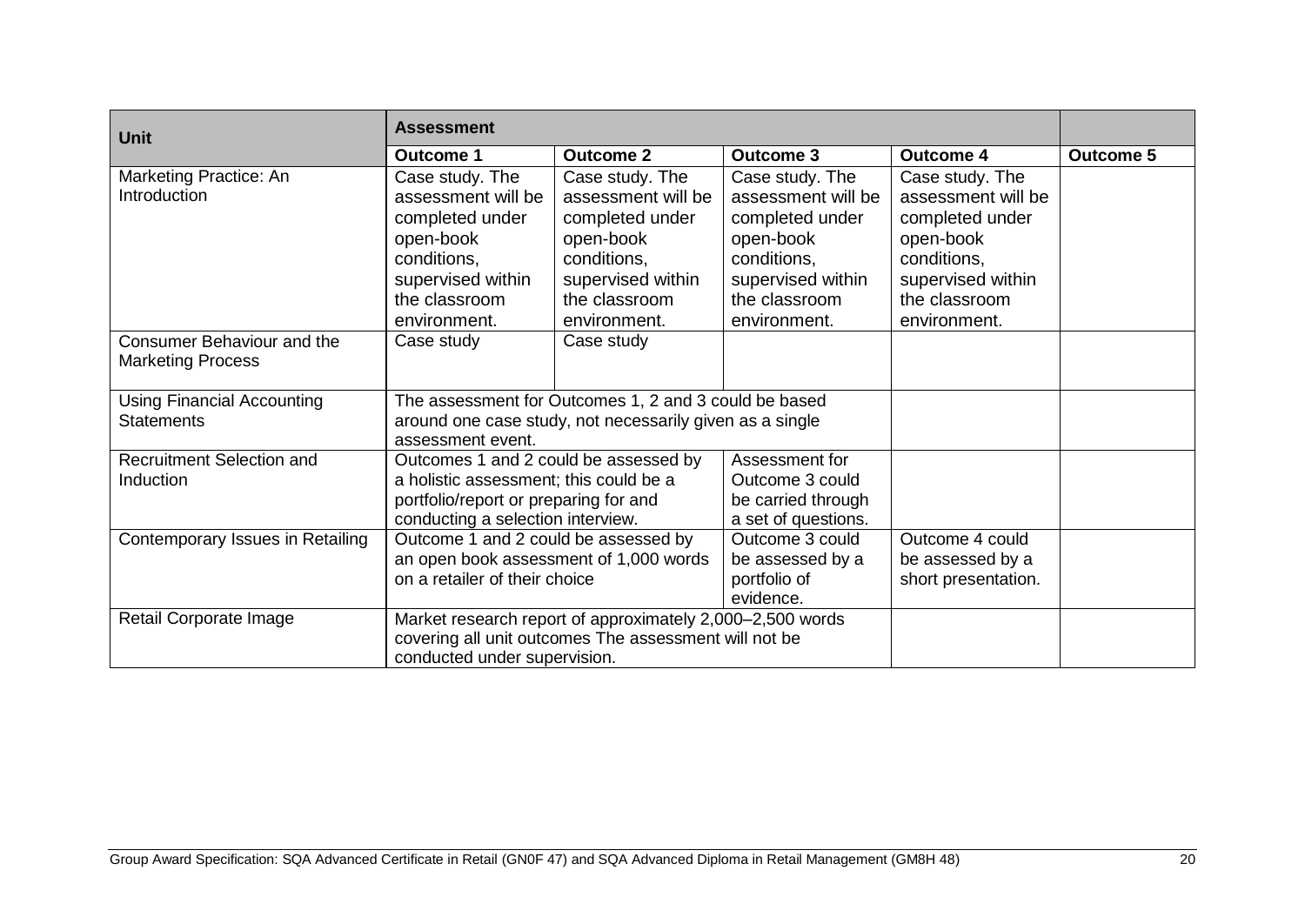| Unit | Assessment | | | | |
|---|---|---|---|---|---|
| | **Outcome 1** | **Outcome 2** | **Outcome 3** | **Outcome 4** | **Outcome 5** |
| Marketing Practice: An Introduction | Case study. The assessment will be completed under open-book conditions, supervised within the classroom environment. | Case study. The assessment will be completed under open-book conditions, supervised within the classroom environment. | Case study. The assessment will be completed under open-book conditions, supervised within the classroom environment. | Case study. The assessment will be completed under open-book conditions, supervised within the classroom environment. | |
| Consumer Behaviour and the Marketing Process | Case study | Case study | | | |
| Using Financial Accounting Statements | The assessment for Outcomes 1, 2 and 3 could be based around one case study, not necessarily given as a single assessment event. | | | | |
| Recruitment Selection and Induction | Outcomes 1 and 2 could be assessed by a holistic assessment; this could be a portfolio/report or preparing for and conducting a selection interview. | | Assessment for Outcome 3 could be carried through a set of questions. | | |
| Contemporary Issues in Retailing | Outcome 1 and 2 could be assessed by an open book assessment of 1,000 words on a retailer of their choice | | Outcome 3 could be assessed by a portfolio of evidence. | Outcome 4 could be assessed by a short presentation. | |
| Retail Corporate Image | Market research report of approximately 2,000–2,500 words covering all unit outcomes The assessment will not be conducted under supervision. | | | | |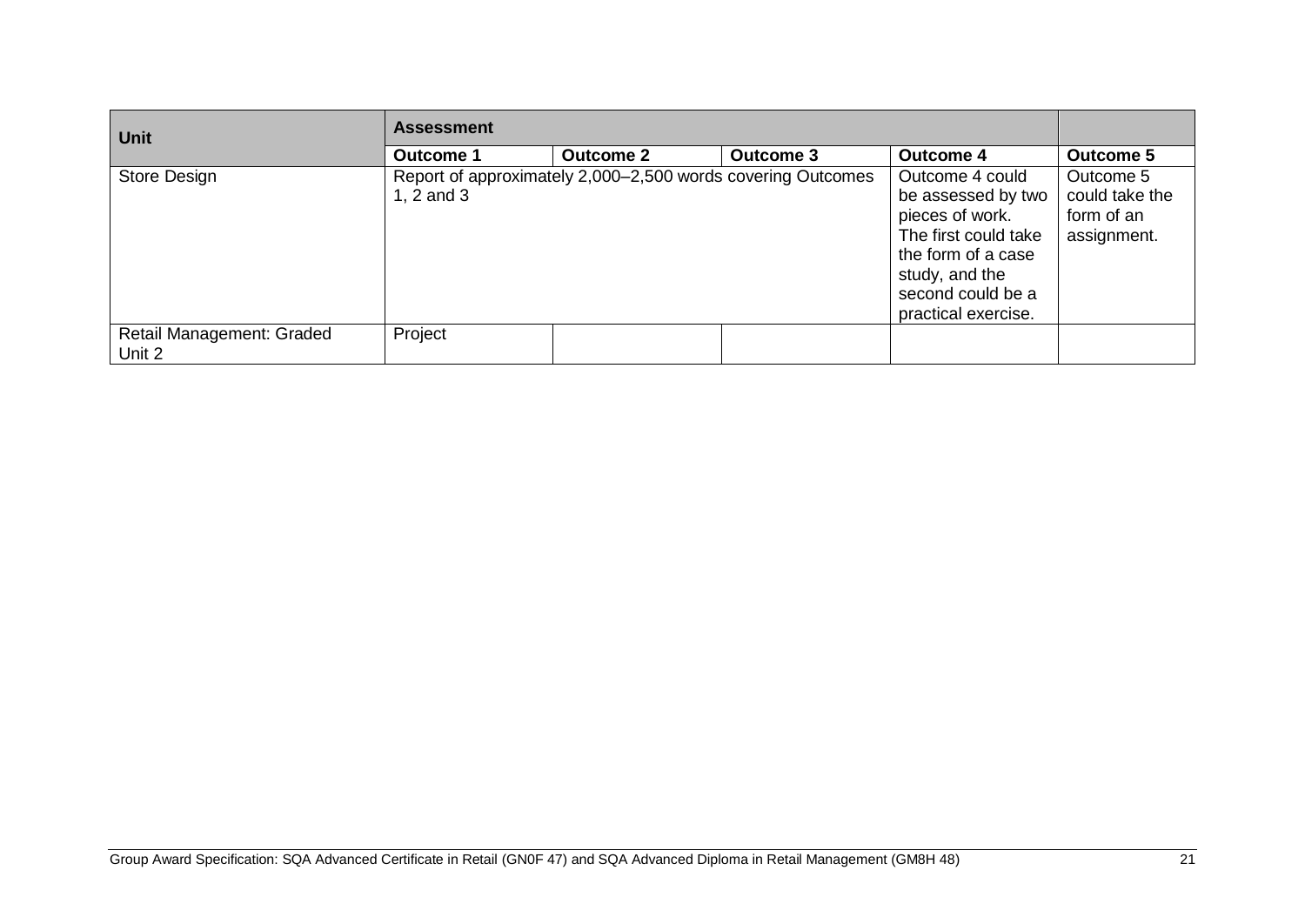| Unit | Assessment | | | | |
|---|---|---|---|---|---|
| | **Outcome 1** | **Outcome 2** | **Outcome 3** | **Outcome 4** | **Outcome 5** |
| Store Design | Report of approximately 2,000–2,500 words covering Outcomes 1, 2 and 3 | | | Outcome 4 could be assessed by two pieces of work. The first could take the form of a case study, and the second could be a practical exercise. | Outcome 5 could take the form of an assignment. |
| Retail Management: Graded Unit 2 | Project | | | | |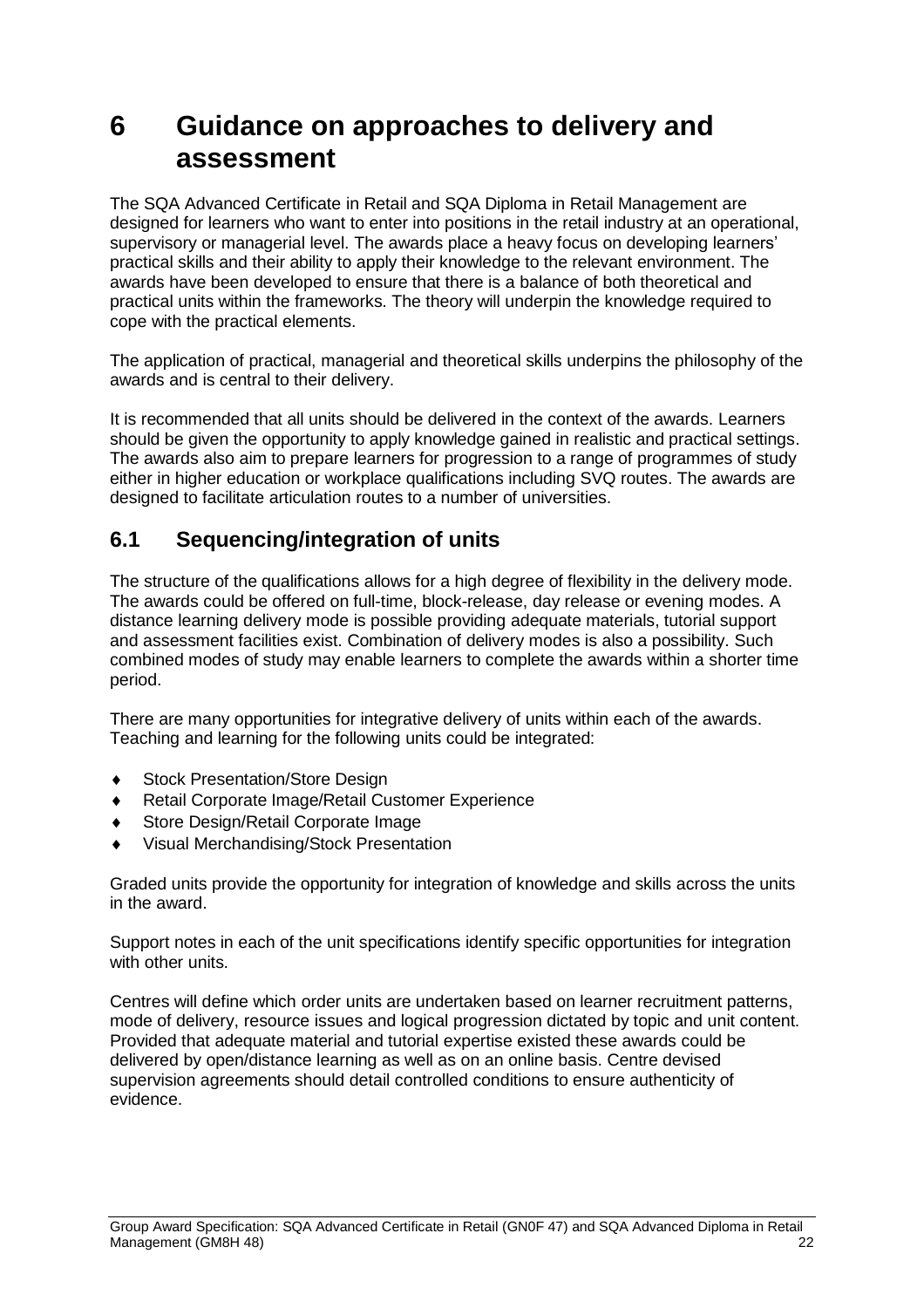# 6 Guidance on approaches to delivery and assessment

The SQA Advanced Certificate in Retail and SQA Diploma in Retail Management are designed for learners who want to enter into positions in the retail industry at an operational, supervisory or managerial level. The awards place a heavy focus on developing learners' practical skills and their ability to apply their knowledge to the relevant environment. The awards have been developed to ensure that there is a balance of both theoretical and practical units within the frameworks. The theory will underpin the knowledge required to cope with the practical elements.

The application of practical, managerial and theoretical skills underpins the philosophy of the awards and is central to their delivery.

It is recommended that all units should be delivered in the context of the awards. Learners should be given the opportunity to apply knowledge gained in realistic and practical settings. The awards also aim to prepare learners for progression to a range of programmes of study either in higher education or workplace qualifications including SVQ routes. The awards are designed to facilitate articulation routes to a number of universities.

## 6.1 Sequencing/integration of units

The structure of the qualifications allows for a high degree of flexibility in the delivery mode. The awards could be offered on full-time, block-release, day release or evening modes. A distance learning delivery mode is possible providing adequate materials, tutorial support and assessment facilities exist. Combination of delivery modes is also a possibility. Such combined modes of study may enable learners to complete the awards within a shorter time period.

There are many opportunities for integrative delivery of units within each of the awards. Teaching and learning for the following units could be integrated:

- Stock Presentation/Store Design
- Retail Corporate Image/Retail Customer Experience
- Store Design/Retail Corporate Image
- Visual Merchandising/Stock Presentation

Graded units provide the opportunity for integration of knowledge and skills across the units in the award.

Support notes in each of the unit specifications identify specific opportunities for integration with other units.

Centres will define which order units are undertaken based on learner recruitment patterns, mode of delivery, resource issues and logical progression dictated by topic and unit content. Provided that adequate material and tutorial expertise existed these awards could be delivered by open/distance learning as well as on an online basis. Centre devised supervision agreements should detail controlled conditions to ensure authenticity of evidence.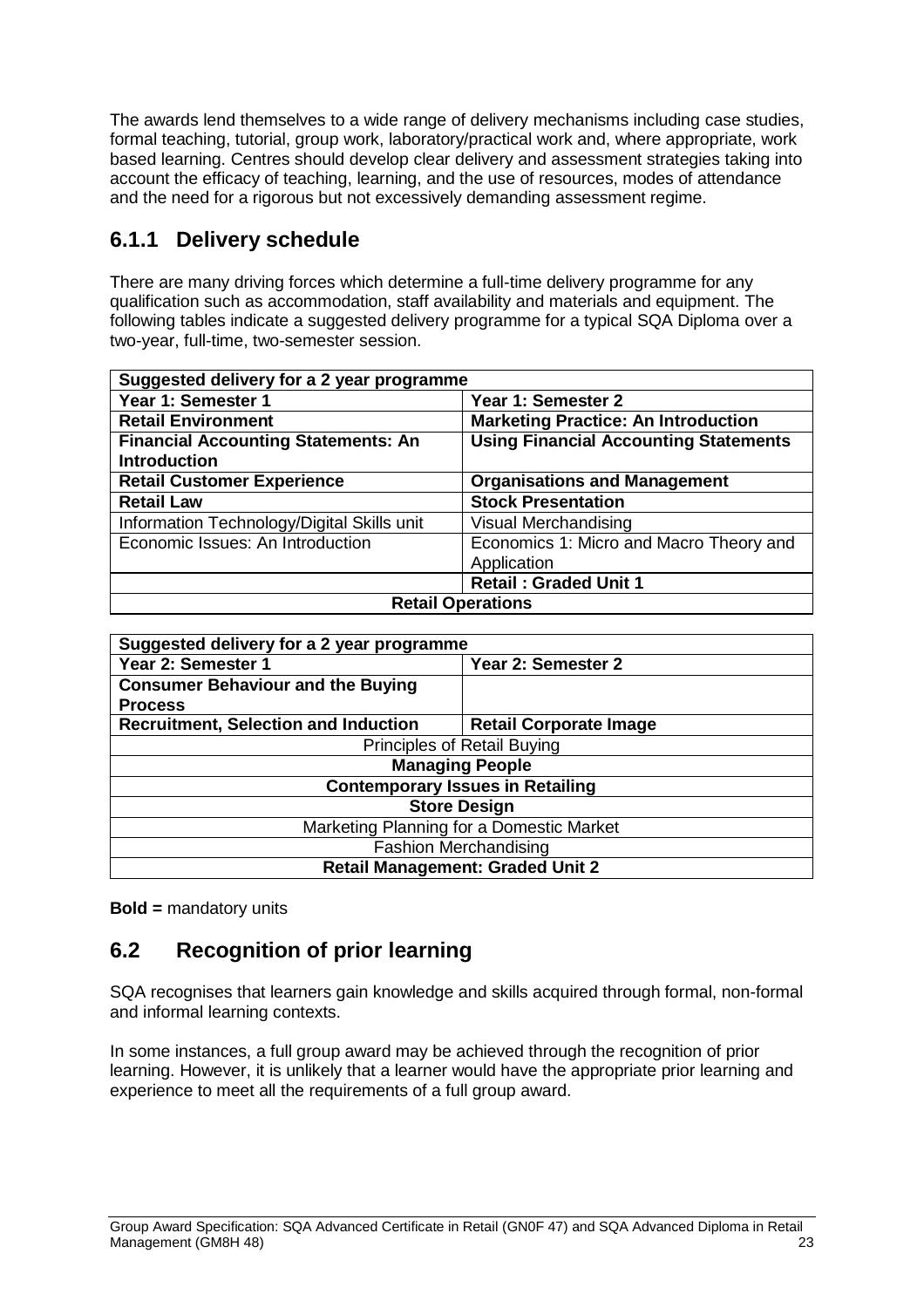The awards lend themselves to a wide range of delivery mechanisms including case studies, formal teaching, tutorial, group work, laboratory/practical work and, where appropriate, work based learning. Centres should develop clear delivery and assessment strategies taking into account the efficacy of teaching, learning, and the use of resources, modes of attendance and the need for a rigorous but not excessively demanding assessment regime.

### 6.1.1 Delivery schedule

There are many driving forces which determine a full-time delivery programme for any qualification such as accommodation, staff availability and materials and equipment. The following tables indicate a suggested delivery programme for a typical SQA Diploma over a two-year, full-time, two-semester session.

| **Suggested delivery for a 2 year programme** | |
|---|---|
| **Year 1: Semester 1** | **Year 1: Semester 2** |
| **Retail Environment** | **Marketing Practice: An Introduction** |
| **Financial Accounting Statements: An Introduction** | **Using Financial Accounting Statements** |
| **Retail Customer Experience** | **Organisations and Management** |
| **Retail Law** | **Stock Presentation** |
| Information Technology/Digital Skills unit | Visual Merchandising |
| Economic Issues: An Introduction | Economics 1: Micro and Macro Theory and Application |
| | **Retail : Graded Unit 1** |
| **Retail Operations** | |

| **Suggested delivery for a 2 year programme** | |
|---|---|
| **Year 2: Semester 1** | **Year 2: Semester 2** |
| **Consumer Behaviour and the Buying Process** | |
| **Recruitment, Selection and Induction** | **Retail Corporate Image** |
| Principles of Retail Buying | |
| **Managing People** | |
| **Contemporary Issues in Retailing** | |
| **Store Design** | |
| Marketing Planning for a Domestic Market | |
| Fashion Merchandising | |
| **Retail Management: Graded Unit 2** | |

**Bold =** mandatory units

## 6.2 Recognition of prior learning

SQA recognises that learners gain knowledge and skills acquired through formal, non-formal and informal learning contexts.

In some instances, a full group award may be achieved through the recognition of prior learning. However, it is unlikely that a learner would have the appropriate prior learning and experience to meet all the requirements of a full group award.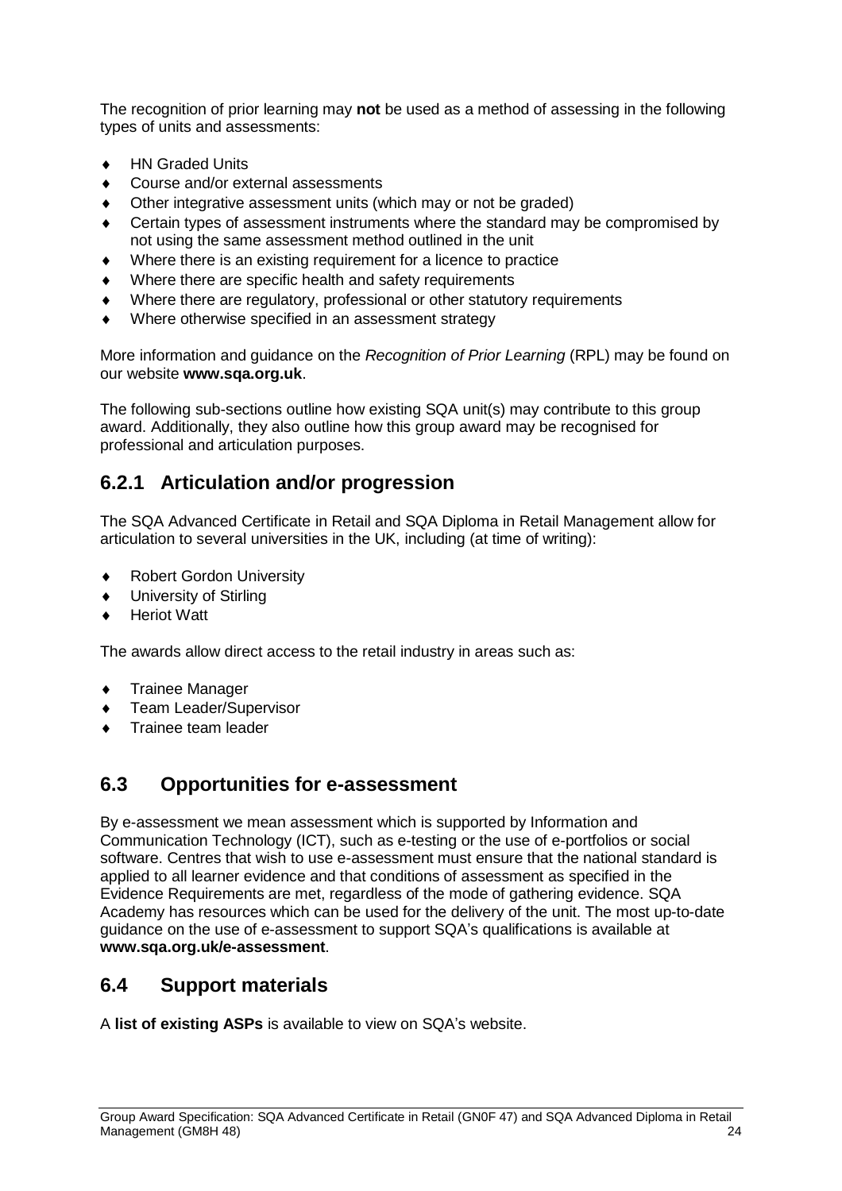The recognition of prior learning may **not** be used as a method of assessing in the following types of units and assessments:

- HN Graded Units
- Course and/or external assessments
- Other integrative assessment units (which may or not be graded)
- Certain types of assessment instruments where the standard may be compromised by not using the same assessment method outlined in the unit
- Where there is an existing requirement for a licence to practice
- Where there are specific health and safety requirements
- Where there are regulatory, professional or other statutory requirements
- Where otherwise specified in an assessment strategy

More information and guidance on the *Recognition of Prior Learning* (RPL) may be found on our website **www.sqa.org.uk**.

The following sub-sections outline how existing SQA unit(s) may contribute to this group award. Additionally, they also outline how this group award may be recognised for professional and articulation purposes.

## 6.2.1 Articulation and/or progression

The SQA Advanced Certificate in Retail and SQA Diploma in Retail Management allow for articulation to several universities in the UK, including (at time of writing):

- Robert Gordon University
- University of Stirling
- Heriot Watt

The awards allow direct access to the retail industry in areas such as:

- Trainee Manager
- Team Leader/Supervisor
- Trainee team leader

## 6.3 Opportunities for e-assessment

By e-assessment we mean assessment which is supported by Information and Communication Technology (ICT), such as e-testing or the use of e-portfolios or social software. Centres that wish to use e-assessment must ensure that the national standard is applied to all learner evidence and that conditions of assessment as specified in the Evidence Requirements are met, regardless of the mode of gathering evidence. SQA Academy has resources which can be used for the delivery of the unit. The most up-to-date guidance on the use of e-assessment to support SQA's qualifications is available at **www.sqa.org.uk/e-assessment**.

## 6.4 Support materials

A **list of existing ASPs** is available to view on SQA's website.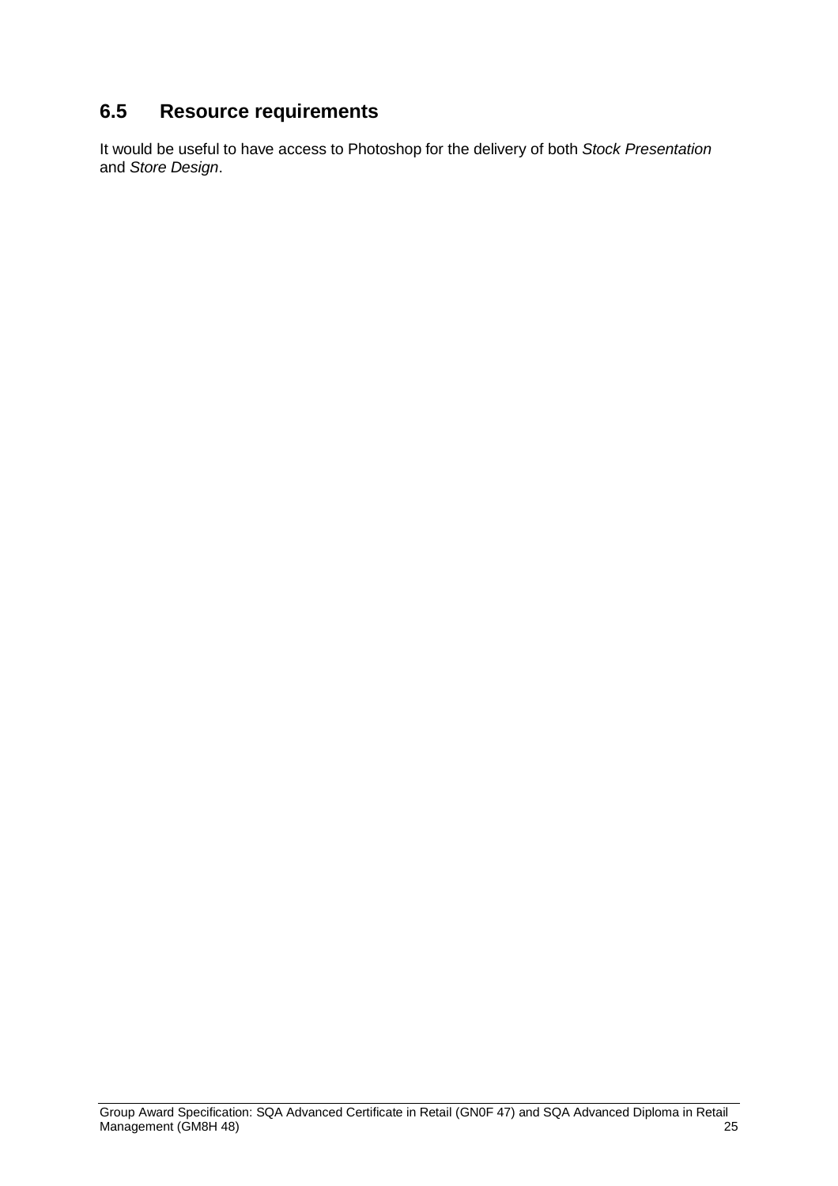## 6.5 Resource requirements

It would be useful to have access to Photoshop for the delivery of both *Stock Presentation* and *Store Design*.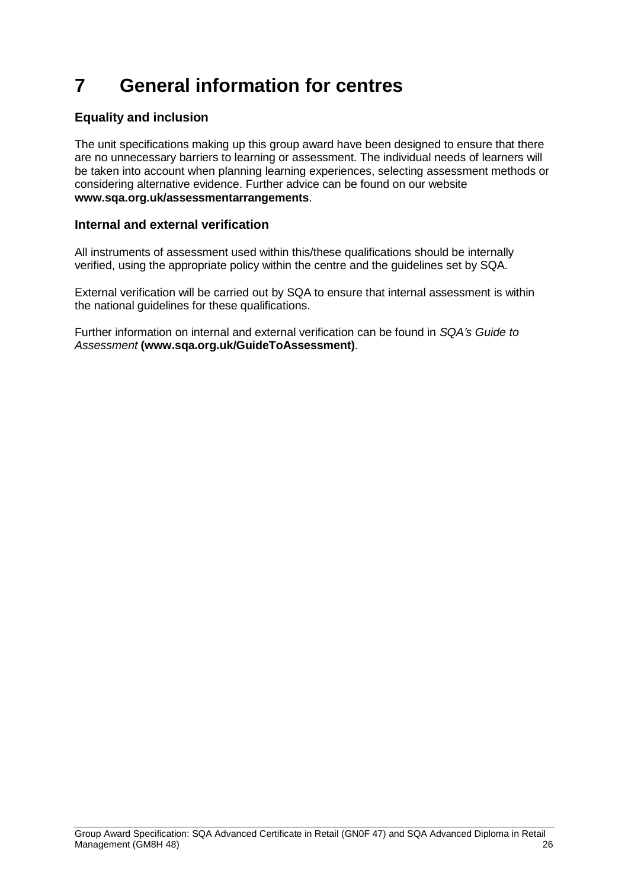# 7 General information for centres

## Equality and inclusion

The unit specifications making up this group award have been designed to ensure that there are no unnecessary barriers to learning or assessment. The individual needs of learners will be taken into account when planning learning experiences, selecting assessment methods or considering alternative evidence. Further advice can be found on our website **www.sqa.org.uk/assessmentarrangements**.

## Internal and external verification

All instruments of assessment used within this/these qualifications should be internally verified, using the appropriate policy within the centre and the guidelines set by SQA.

External verification will be carried out by SQA to ensure that internal assessment is within the national guidelines for these qualifications.

Further information on internal and external verification can be found in *SQA's Guide to Assessment* **(www.sqa.org.uk/GuideToAssessment)**.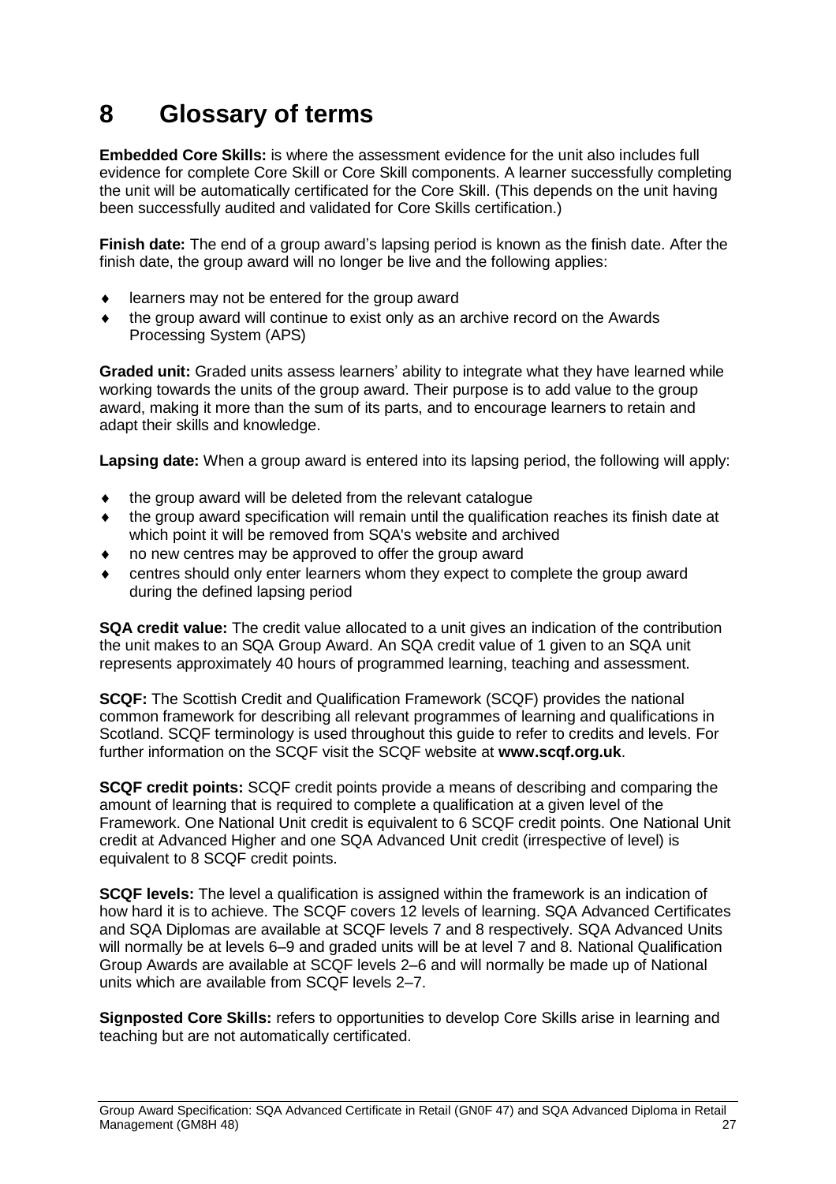# 8 Glossary of terms

**Embedded Core Skills:** is where the assessment evidence for the unit also includes full evidence for complete Core Skill or Core Skill components. A learner successfully completing the unit will be automatically certificated for the Core Skill. (This depends on the unit having been successfully audited and validated for Core Skills certification.)

**Finish date:** The end of a group award's lapsing period is known as the finish date. After the finish date, the group award will no longer be live and the following applies:

- learners may not be entered for the group award
- the group award will continue to exist only as an archive record on the Awards Processing System (APS)

**Graded unit:** Graded units assess learners' ability to integrate what they have learned while working towards the units of the group award. Their purpose is to add value to the group award, making it more than the sum of its parts, and to encourage learners to retain and adapt their skills and knowledge.

**Lapsing date:** When a group award is entered into its lapsing period, the following will apply:

- the group award will be deleted from the relevant catalogue
- the group award specification will remain until the qualification reaches its finish date at which point it will be removed from SQA's website and archived
- no new centres may be approved to offer the group award
- centres should only enter learners whom they expect to complete the group award during the defined lapsing period

**SQA credit value:** The credit value allocated to a unit gives an indication of the contribution the unit makes to an SQA Group Award. An SQA credit value of 1 given to an SQA unit represents approximately 40 hours of programmed learning, teaching and assessment.

**SCQF:** The Scottish Credit and Qualification Framework (SCQF) provides the national common framework for describing all relevant programmes of learning and qualifications in Scotland. SCQF terminology is used throughout this guide to refer to credits and levels. For further information on the SCQF visit the SCQF website at **www.scqf.org.uk**.

**SCQF credit points:** SCQF credit points provide a means of describing and comparing the amount of learning that is required to complete a qualification at a given level of the Framework. One National Unit credit is equivalent to 6 SCQF credit points. One National Unit credit at Advanced Higher and one SQA Advanced Unit credit (irrespective of level) is equivalent to 8 SCQF credit points.

**SCQF levels:** The level a qualification is assigned within the framework is an indication of how hard it is to achieve. The SCQF covers 12 levels of learning. SQA Advanced Certificates and SQA Diplomas are available at SCQF levels 7 and 8 respectively. SQA Advanced Units will normally be at levels 6–9 and graded units will be at level 7 and 8. National Qualification Group Awards are available at SCQF levels 2–6 and will normally be made up of National units which are available from SCQF levels 2–7.

**Signposted Core Skills:** refers to opportunities to develop Core Skills arise in learning and teaching but are not automatically certificated.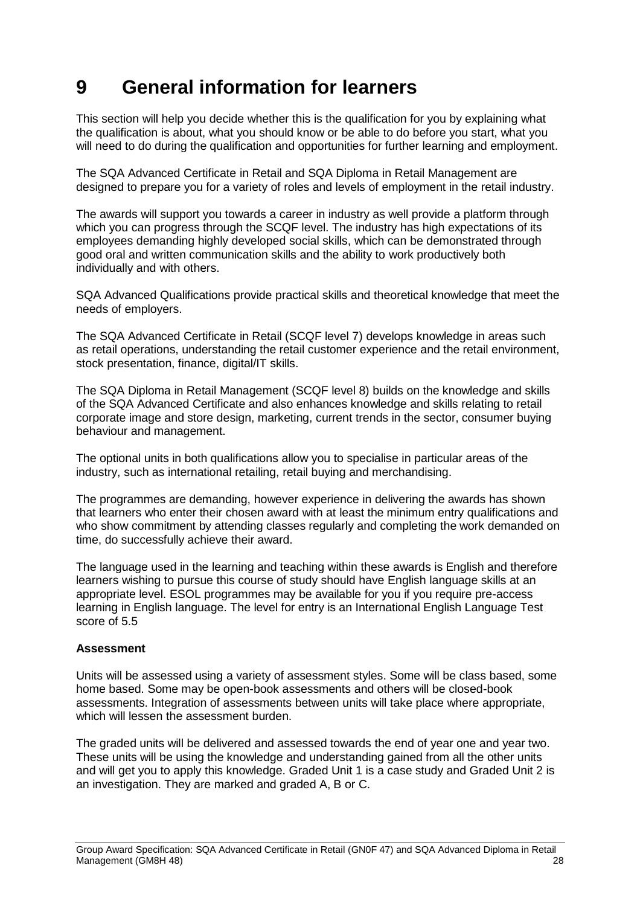# 9 General information for learners

This section will help you decide whether this is the qualification for you by explaining what the qualification is about, what you should know or be able to do before you start, what you will need to do during the qualification and opportunities for further learning and employment.

The SQA Advanced Certificate in Retail and SQA Diploma in Retail Management are designed to prepare you for a variety of roles and levels of employment in the retail industry.

The awards will support you towards a career in industry as well provide a platform through which you can progress through the SCQF level. The industry has high expectations of its employees demanding highly developed social skills, which can be demonstrated through good oral and written communication skills and the ability to work productively both individually and with others.

SQA Advanced Qualifications provide practical skills and theoretical knowledge that meet the needs of employers.

The SQA Advanced Certificate in Retail (SCQF level 7) develops knowledge in areas such as retail operations, understanding the retail customer experience and the retail environment, stock presentation, finance, digital/IT skills.

The SQA Diploma in Retail Management (SCQF level 8) builds on the knowledge and skills of the SQA Advanced Certificate and also enhances knowledge and skills relating to retail corporate image and store design, marketing, current trends in the sector, consumer buying behaviour and management.

The optional units in both qualifications allow you to specialise in particular areas of the industry, such as international retailing, retail buying and merchandising.

The programmes are demanding, however experience in delivering the awards has shown that learners who enter their chosen award with at least the minimum entry qualifications and who show commitment by attending classes regularly and completing the work demanded on time, do successfully achieve their award.

The language used in the learning and teaching within these awards is English and therefore learners wishing to pursue this course of study should have English language skills at an appropriate level. ESOL programmes may be available for you if you require pre-access learning in English language. The level for entry is an International English Language Test score of 5.5

**Assessment**

Units will be assessed using a variety of assessment styles. Some will be class based, some home based. Some may be open-book assessments and others will be closed-book assessments. Integration of assessments between units will take place where appropriate, which will lessen the assessment burden.

The graded units will be delivered and assessed towards the end of year one and year two. These units will be using the knowledge and understanding gained from all the other units and will get you to apply this knowledge. Graded Unit 1 is a case study and Graded Unit 2 is an investigation. They are marked and graded A, B or C.